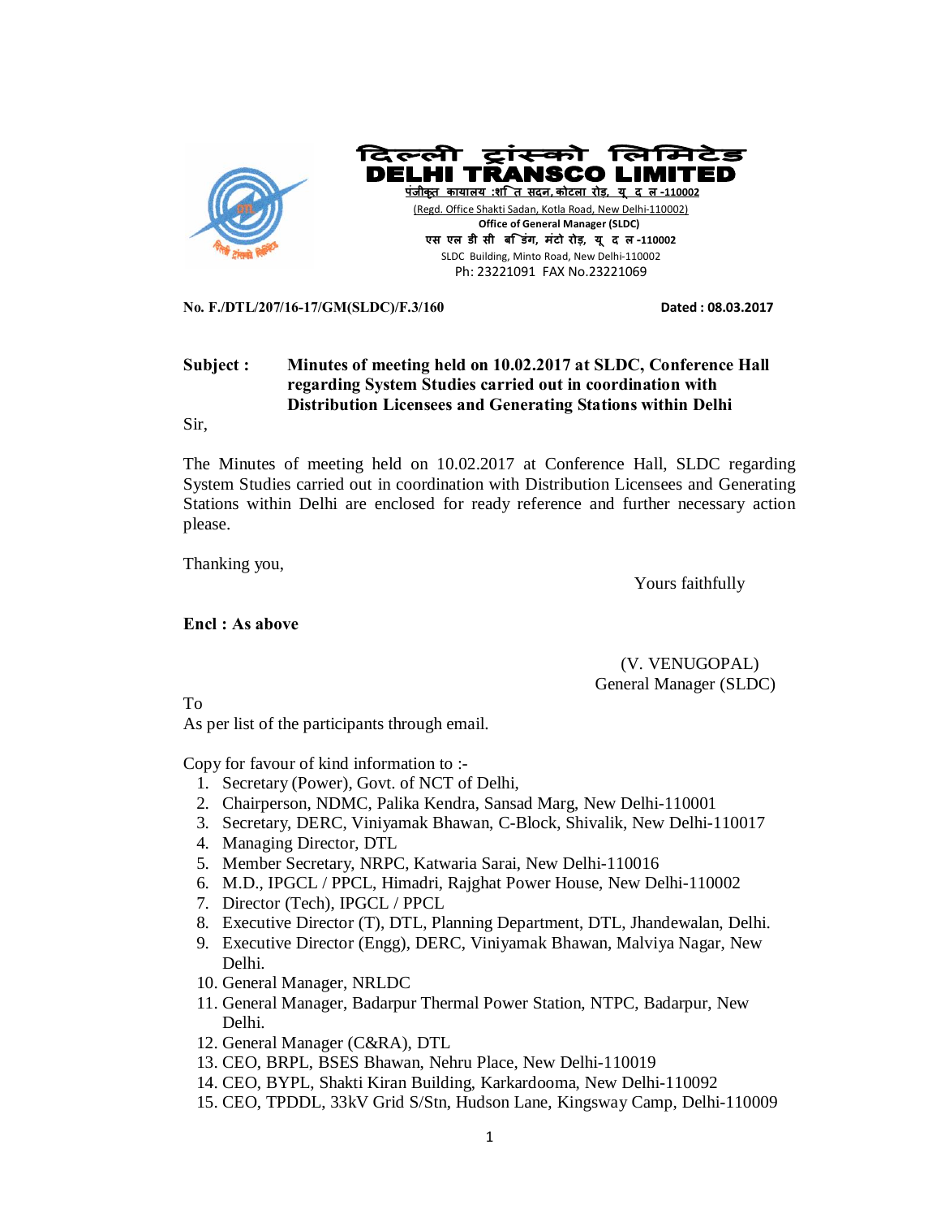# दिल्ली ट्रांस्को लिमिटेड
# DELHI TRANSCO LIMITED

पंजीकृत कार्यालय :शक्ति सदन, कोटला रोड, नई दिल्ली -110002

(Regd. Office Shakti Sadan, Kotla Road, New Delhi-110002)

**Office of General Manager (SLDC)**

एस एल डी सी बिल्डिंग, मंटो रोड, नई दिल्ली -110002

SLDC Building, Minto Road, New Delhi-110002

Ph: 23221091 FAX No.23221069

**No. F./DTL/207/16-17/GM(SLDC)/F.3/160** **Dated : 08.03.2017**

**Subject : Minutes of meeting held on 10.02.2017 at SLDC, Conference Hall regarding System Studies carried out in coordination with Distribution Licensees and Generating Stations within Delhi**

Sir,

The Minutes of meeting held on 10.02.2017 at Conference Hall, SLDC regarding System Studies carried out in coordination with Distribution Licensees and Generating Stations within Delhi are enclosed for ready reference and further necessary action please.

Thanking you,

Yours faithfully

**Encl : As above**

(V. VENUGOPAL)
General Manager (SLDC)

To
As per list of the participants through email.

Copy for favour of kind information to :-

1. Secretary (Power), Govt. of NCT of Delhi,
2. Chairperson, NDMC, Palika Kendra, Sansad Marg, New Delhi-110001
3. Secretary, DERC, Viniyamak Bhawan, C-Block, Shivalik, New Delhi-110017
4. Managing Director, DTL
5. Member Secretary, NRPC, Katwaria Sarai, New Delhi-110016
6. M.D., IPGCL / PPCL, Himadri, Rajghat Power House, New Delhi-110002
7. Director (Tech), IPGCL / PPCL
8. Executive Director (T), DTL, Planning Department, DTL, Jhandewalan, Delhi.
9. Executive Director (Engg), DERC, Viniyamak Bhawan, Malviya Nagar, New Delhi.
10. General Manager, NRLDC
11. General Manager, Badarpur Thermal Power Station, NTPC, Badarpur, New Delhi.
12. General Manager (C&RA), DTL
13. CEO, BRPL, BSES Bhawan, Nehru Place, New Delhi-110019
14. CEO, BYPL, Shakti Kiran Building, Karkardooma, New Delhi-110092
15. CEO, TPDDL, 33kV Grid S/Stn, Hudson Lane, Kingsway Camp, Delhi-110009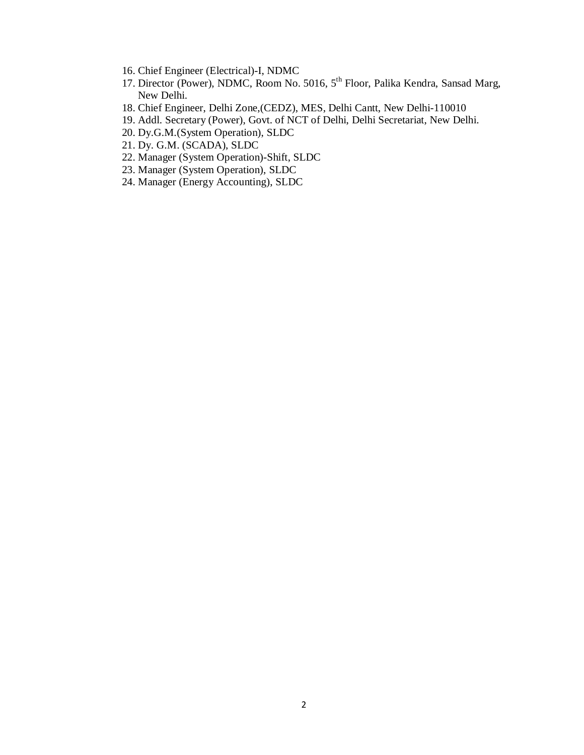16. Chief Engineer (Electrical)-I, NDMC
17. Director (Power), NDMC, Room No. 5016, 5th Floor, Palika Kendra, Sansad Marg, New Delhi.
18. Chief Engineer, Delhi Zone,(CEDZ), MES, Delhi Cantt, New Delhi-110010
19. Addl. Secretary (Power), Govt. of NCT of Delhi, Delhi Secretariat, New Delhi.
20. Dy.G.M.(System Operation), SLDC
21. Dy. G.M. (SCADA), SLDC
22. Manager (System Operation)-Shift, SLDC
23. Manager (System Operation), SLDC
24. Manager (Energy Accounting), SLDC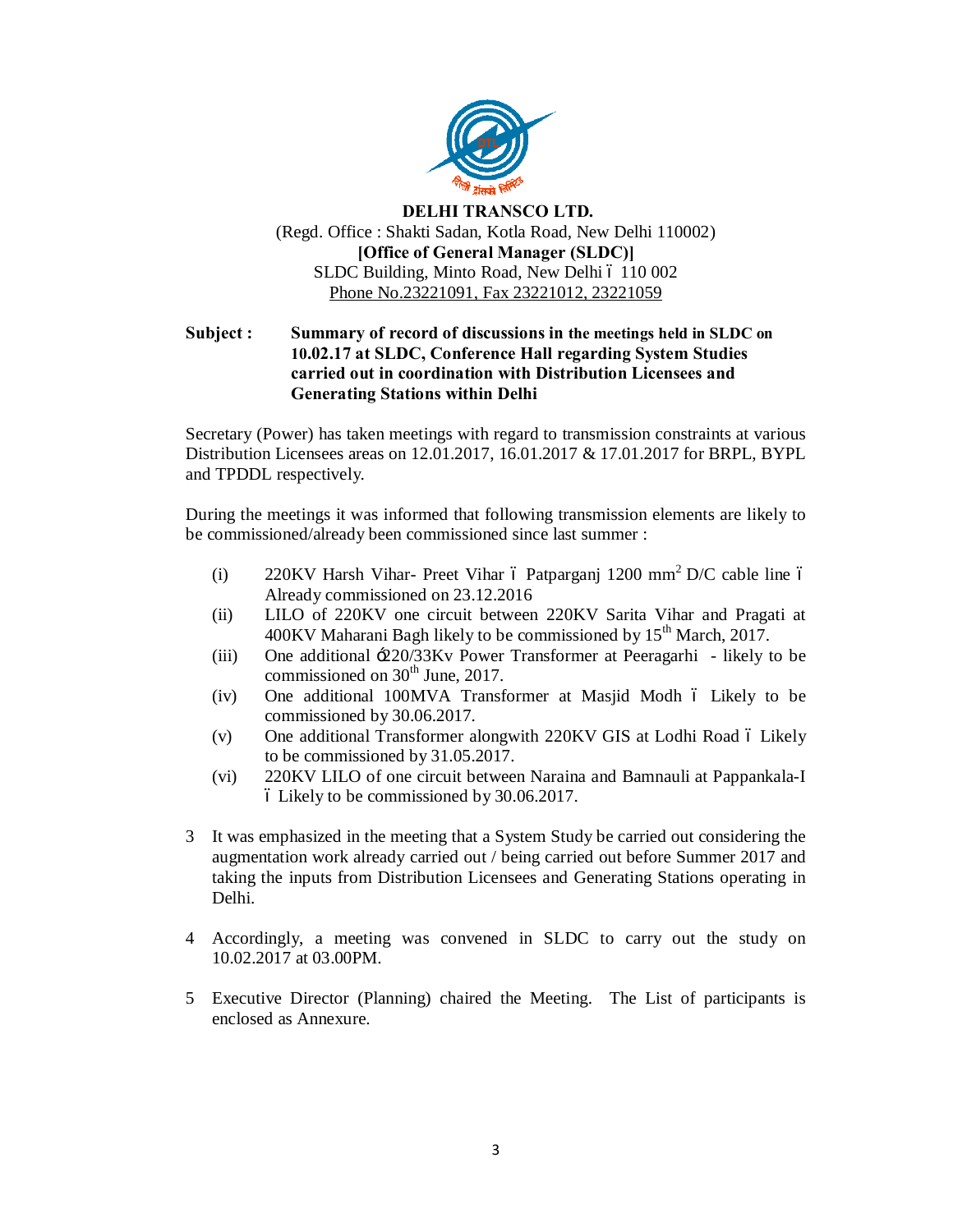**DELHI TRANSCO LTD.**
(Regd. Office : Shakti Sadan, Kotla Road, New Delhi 110002)
**[Office of General Manager (SLDC)]**
SLDC Building, Minto Road, New Delhi – 110 002
Phone No.23221091, Fax 23221012, 23221059

**Subject : Summary of record of discussions in the meetings held in SLDC on 10.02.17 at SLDC, Conference Hall regarding System Studies carried out in coordination with Distribution Licensees and Generating Stations within Delhi**

Secretary (Power) has taken meetings with regard to transmission constraints at various Distribution Licensees areas on 12.01.2017, 16.01.2017 & 17.01.2017 for BRPL, BYPL and TPDDL respectively.

During the meetings it was informed that following transmission elements are likely to be commissioned/already been commissioned since last summer :

(i) 220KV Harsh Vihar- Preet Vihar – Patparganj 1200 $mm^2$ D/C cable line – Already commissioned on 23.12.2016

(ii) LILO of 220KV one circuit between 220KV Sarita Vihar and Pragati at 400KV Maharani Bagh likely to be commissioned by 15th March, 2017.

(iii) One additional 220/33Kv Power Transformer at Peeragarhi - likely to be commissioned on 30th June, 2017.

(iv) One additional 100MVA Transformer at Masjid Modh – Likely to be commissioned by 30.06.2017.

(v) One additional Transformer alongwith 220KV GIS at Lodhi Road – Likely to be commissioned by 31.05.2017.

(vi) 220KV LILO of one circuit between Naraina and Bamnauli at Pappankala-I – Likely to be commissioned by 30.06.2017.

3 It was emphasized in the meeting that a System Study be carried out considering the augmentation work already carried out / being carried out before Summer 2017 and taking the inputs from Distribution Licensees and Generating Stations operating in Delhi.

4 Accordingly, a meeting was convened in SLDC to carry out the study on 10.02.2017 at 03.00PM.

5 Executive Director (Planning) chaired the Meeting. The List of participants is enclosed as Annexure.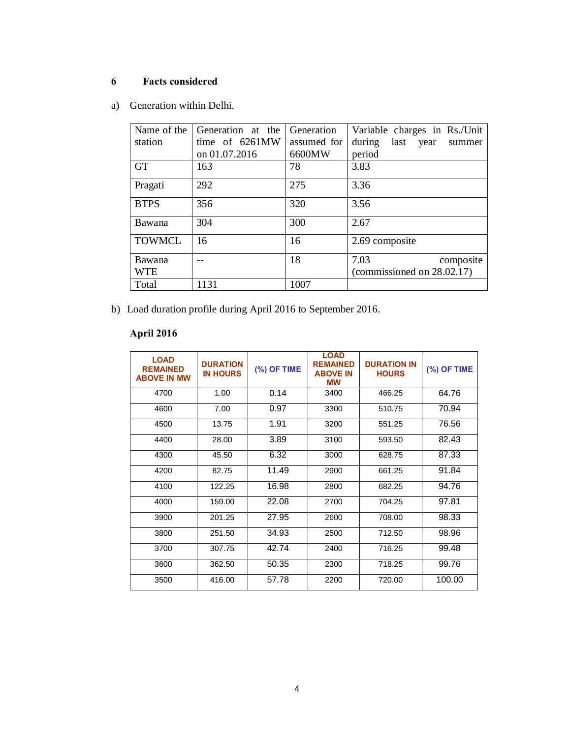## 6 Facts considered

a) Generation within Delhi.

| Name of the station | Generation at the time of 6261MW on 01.07.2016 | Generation assumed for 6600MW | Variable charges in Rs./Unit during last year summer period |
|---|---|---|---|
| GT | 163 | 78 | 3.83 |
| Pragati | 292 | 275 | 3.36 |
| BTPS | 356 | 320 | 3.56 |
| Bawana | 304 | 300 | 2.67 |
| TOWMCL | 16 | 16 | 2.69 composite |
| Bawana WTE | -- | 18 | 7.03 composite (commissioned on 28.02.17) |
| Total | 1131 | 1007 | |

b) Load duration profile during April 2016 to September 2016.

**April 2016**

| LOAD REMAINED ABOVE IN MW | DURATION IN HOURS | (%) OF TIME | LOAD REMAINED ABOVE IN MW | DURATION IN HOURS | (%) OF TIME |
|---|---|---|---|---|---|
| 4700 | 1.00 | 0.14 | 3400 | 466.25 | 64.76 |
| 4600 | 7.00 | 0.97 | 3300 | 510.75 | 70.94 |
| 4500 | 13.75 | 1.91 | 3200 | 551.25 | 76.56 |
| 4400 | 28.00 | 3.89 | 3100 | 593.50 | 82.43 |
| 4300 | 45.50 | 6.32 | 3000 | 628.75 | 87.33 |
| 4200 | 82.75 | 11.49 | 2900 | 661.25 | 91.84 |
| 4100 | 122.25 | 16.98 | 2800 | 682.25 | 94.76 |
| 4000 | 159.00 | 22.08 | 2700 | 704.25 | 97.81 |
| 3900 | 201.25 | 27.95 | 2600 | 708.00 | 98.33 |
| 3800 | 251.50 | 34.93 | 2500 | 712.50 | 98.96 |
| 3700 | 307.75 | 42.74 | 2400 | 716.25 | 99.48 |
| 3600 | 362.50 | 50.35 | 2300 | 718.25 | 99.76 |
| 3500 | 416.00 | 57.78 | 2200 | 720.00 | 100.00 |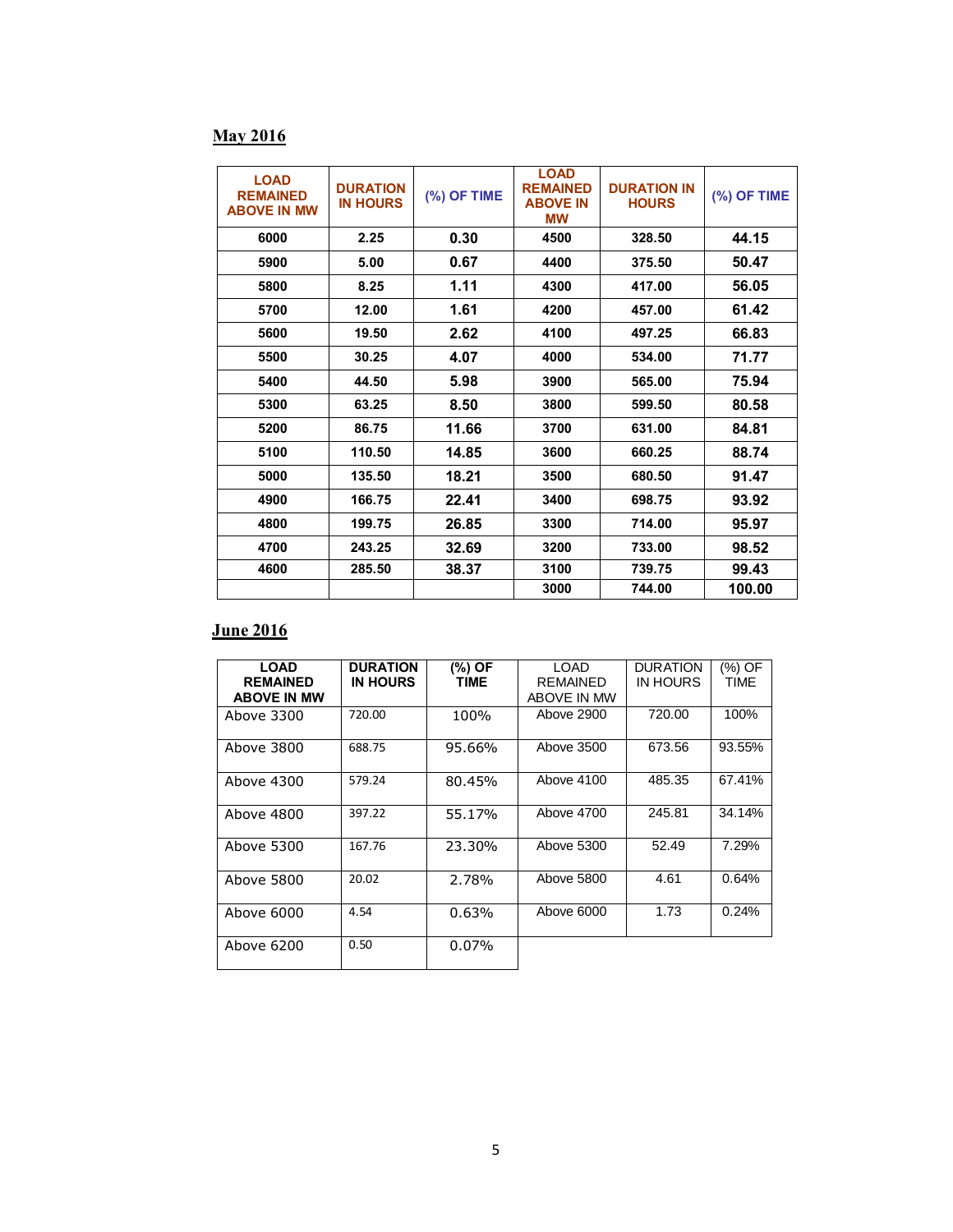**May 2016**

| LOAD REMAINED ABOVE IN MW | DURATION IN HOURS | (%) OF TIME | LOAD REMAINED ABOVE IN MW | DURATION IN HOURS | (%) OF TIME |
|---|---|---|---|---|---|
| 6000 | 2.25 | 0.30 | 4500 | 328.50 | 44.15 |
| 5900 | 5.00 | 0.67 | 4400 | 375.50 | 50.47 |
| 5800 | 8.25 | 1.11 | 4300 | 417.00 | 56.05 |
| 5700 | 12.00 | 1.61 | 4200 | 457.00 | 61.42 |
| 5600 | 19.50 | 2.62 | 4100 | 497.25 | 66.83 |
| 5500 | 30.25 | 4.07 | 4000 | 534.00 | 71.77 |
| 5400 | 44.50 | 5.98 | 3900 | 565.00 | 75.94 |
| 5300 | 63.25 | 8.50 | 3800 | 599.50 | 80.58 |
| 5200 | 86.75 | 11.66 | 3700 | 631.00 | 84.81 |
| 5100 | 110.50 | 14.85 | 3600 | 660.25 | 88.74 |
| 5000 | 135.50 | 18.21 | 3500 | 680.50 | 91.47 |
| 4900 | 166.75 | 22.41 | 3400 | 698.75 | 93.92 |
| 4800 | 199.75 | 26.85 | 3300 | 714.00 | 95.97 |
| 4700 | 243.25 | 32.69 | 3200 | 733.00 | 98.52 |
| 4600 | 285.50 | 38.37 | 3100 | 739.75 | 99.43 |
| | | | 3000 | 744.00 | 100.00 |

**June 2016**

| LOAD REMAINED ABOVE IN MW | DURATION IN HOURS | (%) OF TIME | LOAD REMAINED ABOVE IN MW | DURATION IN HOURS | (%) OF TIME |
|---|---|---|---|---|---|
| Above 3300 | 720.00 | 100% | Above 2900 | 720.00 | 100% |
| Above 3800 | 688.75 | 95.66% | Above 3500 | 673.56 | 93.55% |
| Above 4300 | 579.24 | 80.45% | Above 4100 | 485.35 | 67.41% |
| Above 4800 | 397.22 | 55.17% | Above 4700 | 245.81 | 34.14% |
| Above 5300 | 167.76 | 23.30% | Above 5300 | 52.49 | 7.29% |
| Above 5800 | 20.02 | 2.78% | Above 5800 | 4.61 | 0.64% |
| Above 6000 | 4.54 | 0.63% | Above 6000 | 1.73 | 0.24% |
| Above 6200 | 0.50 | 0.07% | | | |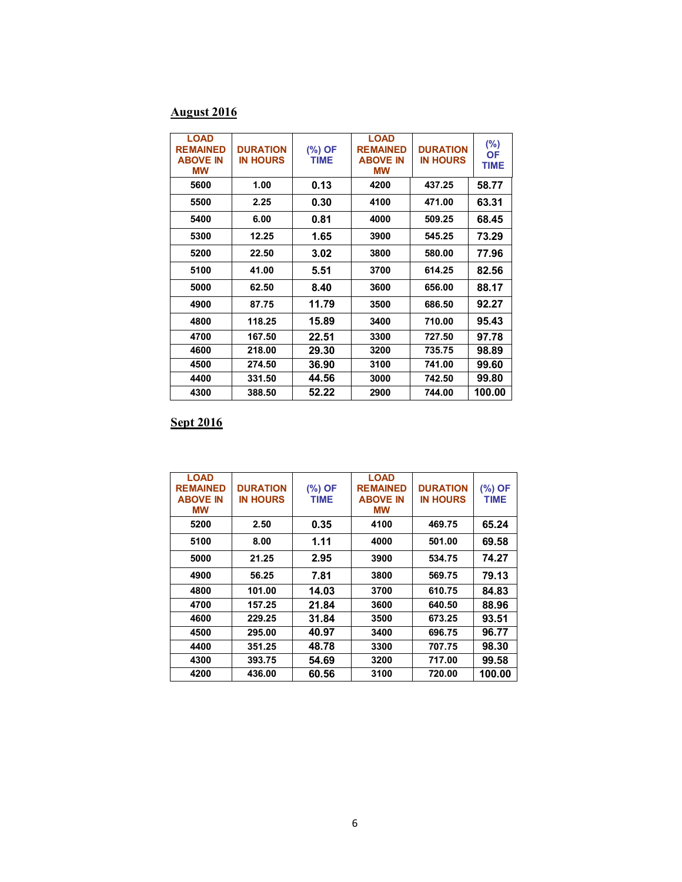**August 2016**

| LOAD REMAINED ABOVE IN MW | DURATION IN HOURS | (%) OF TIME | LOAD REMAINED ABOVE IN MW | DURATION IN HOURS | (%) OF TIME |
|---|---|---|---|---|---|
| 5600 | 1.00 | 0.13 | 4200 | 437.25 | 58.77 |
| 5500 | 2.25 | 0.30 | 4100 | 471.00 | 63.31 |
| 5400 | 6.00 | 0.81 | 4000 | 509.25 | 68.45 |
| 5300 | 12.25 | 1.65 | 3900 | 545.25 | 73.29 |
| 5200 | 22.50 | 3.02 | 3800 | 580.00 | 77.96 |
| 5100 | 41.00 | 5.51 | 3700 | 614.25 | 82.56 |
| 5000 | 62.50 | 8.40 | 3600 | 656.00 | 88.17 |
| 4900 | 87.75 | 11.79 | 3500 | 686.50 | 92.27 |
| 4800 | 118.25 | 15.89 | 3400 | 710.00 | 95.43 |
| 4700 | 167.50 | 22.51 | 3300 | 727.50 | 97.78 |
| 4600 | 218.00 | 29.30 | 3200 | 735.75 | 98.89 |
| 4500 | 274.50 | 36.90 | 3100 | 741.00 | 99.60 |
| 4400 | 331.50 | 44.56 | 3000 | 742.50 | 99.80 |
| 4300 | 388.50 | 52.22 | 2900 | 744.00 | 100.00 |

**Sept 2016**

| LOAD REMAINED ABOVE IN MW | DURATION IN HOURS | (%) OF TIME | LOAD REMAINED ABOVE IN MW | DURATION IN HOURS | (%) OF TIME |
|---|---|---|---|---|---|
| 5200 | 2.50 | 0.35 | 4100 | 469.75 | 65.24 |
| 5100 | 8.00 | 1.11 | 4000 | 501.00 | 69.58 |
| 5000 | 21.25 | 2.95 | 3900 | 534.75 | 74.27 |
| 4900 | 56.25 | 7.81 | 3800 | 569.75 | 79.13 |
| 4800 | 101.00 | 14.03 | 3700 | 610.75 | 84.83 |
| 4700 | 157.25 | 21.84 | 3600 | 640.50 | 88.96 |
| 4600 | 229.25 | 31.84 | 3500 | 673.25 | 93.51 |
| 4500 | 295.00 | 40.97 | 3400 | 696.75 | 96.77 |
| 4400 | 351.25 | 48.78 | 3300 | 707.75 | 98.30 |
| 4300 | 393.75 | 54.69 | 3200 | 717.00 | 99.58 |
| 4200 | 436.00 | 60.56 | 3100 | 720.00 | 100.00 |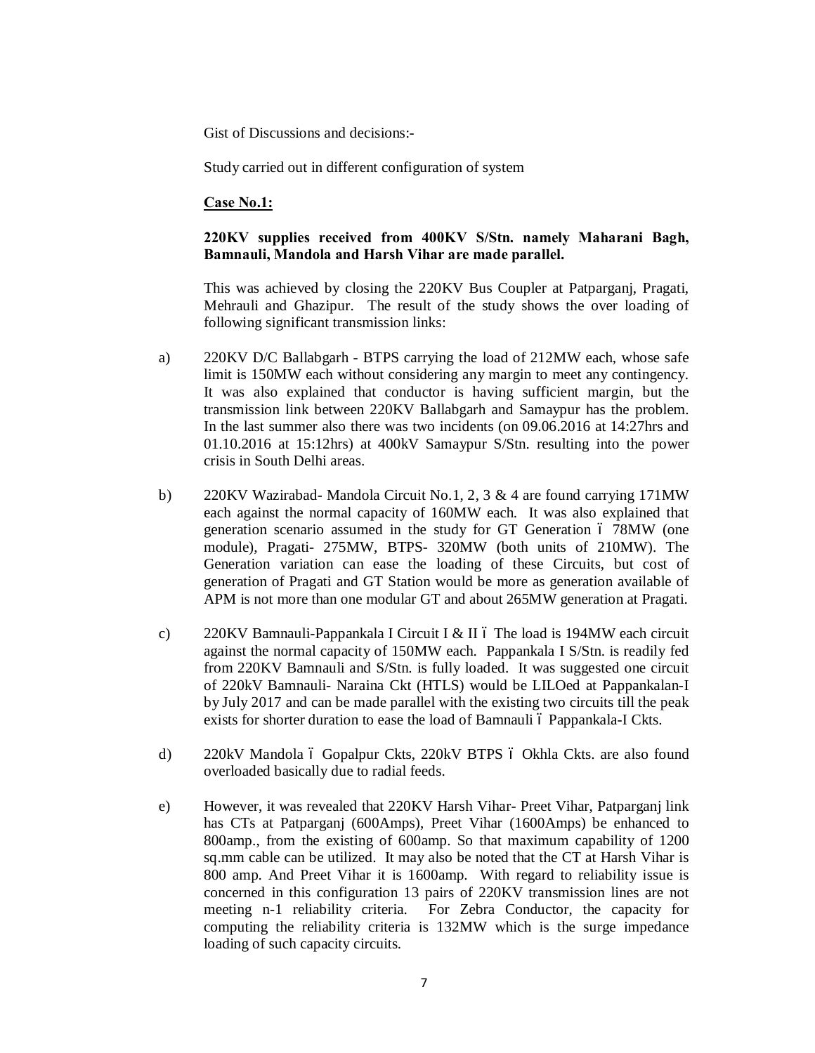Gist of Discussions and decisions:-

Study carried out in different configuration of system

**Case No.1:**

**220KV supplies received from 400KV S/Stn. namely Maharani Bagh, Bamnauli, Mandola and Harsh Vihar are made parallel.**

This was achieved by closing the 220KV Bus Coupler at Patparganj, Pragati, Mehrauli and Ghazipur. The result of the study shows the over loading of following significant transmission links:

a) 220KV D/C Ballabgarh - BTPS carrying the load of 212MW each, whose safe limit is 150MW each without considering any margin to meet any contingency. It was also explained that conductor is having sufficient margin, but the transmission link between 220KV Ballabgarh and Samaypur has the problem. In the last summer also there was two incidents (on 09.06.2016 at 14:27hrs and 01.10.2016 at 15:12hrs) at 400kV Samaypur S/Stn. resulting into the power crisis in South Delhi areas.

b) 220KV Wazirabad- Mandola Circuit No.1, 2, 3 & 4 are found carrying 171MW each against the normal capacity of 160MW each. It was also explained that generation scenario assumed in the study for GT Generation ó 78MW (one module), Pragati- 275MW, BTPS- 320MW (both units of 210MW). The Generation variation can ease the loading of these Circuits, but cost of generation of Pragati and GT Station would be more as generation available of APM is not more than one modular GT and about 265MW generation at Pragati.

c) 220KV Bamnauli-Pappankala I Circuit I & II ó The load is 194MW each circuit against the normal capacity of 150MW each. Pappankala I S/Stn. is readily fed from 220KV Bamnauli and S/Stn. is fully loaded. It was suggested one circuit of 220kV Bamnauli- Naraina Ckt (HTLS) would be LILOed at Pappankalan-I by July 2017 and can be made parallel with the existing two circuits till the peak exists for shorter duration to ease the load of Bamnauli ó Pappankala-I Ckts.

d) 220kV Mandola ó Gopalpur Ckts, 220kV BTPS ó Okhla Ckts. are also found overloaded basically due to radial feeds.

e) However, it was revealed that 220KV Harsh Vihar- Preet Vihar, Patparganj link has CTs at Patparganj (600Amps), Preet Vihar (1600Amps) be enhanced to 800amp., from the existing of 600amp. So that maximum capability of 1200 sq.mm cable can be utilized. It may also be noted that the CT at Harsh Vihar is 800 amp. And Preet Vihar it is 1600amp. With regard to reliability issue is concerned in this configuration 13 pairs of 220KV transmission lines are not meeting n-1 reliability criteria. For Zebra Conductor, the capacity for computing the reliability criteria is 132MW which is the surge impedance loading of such capacity circuits.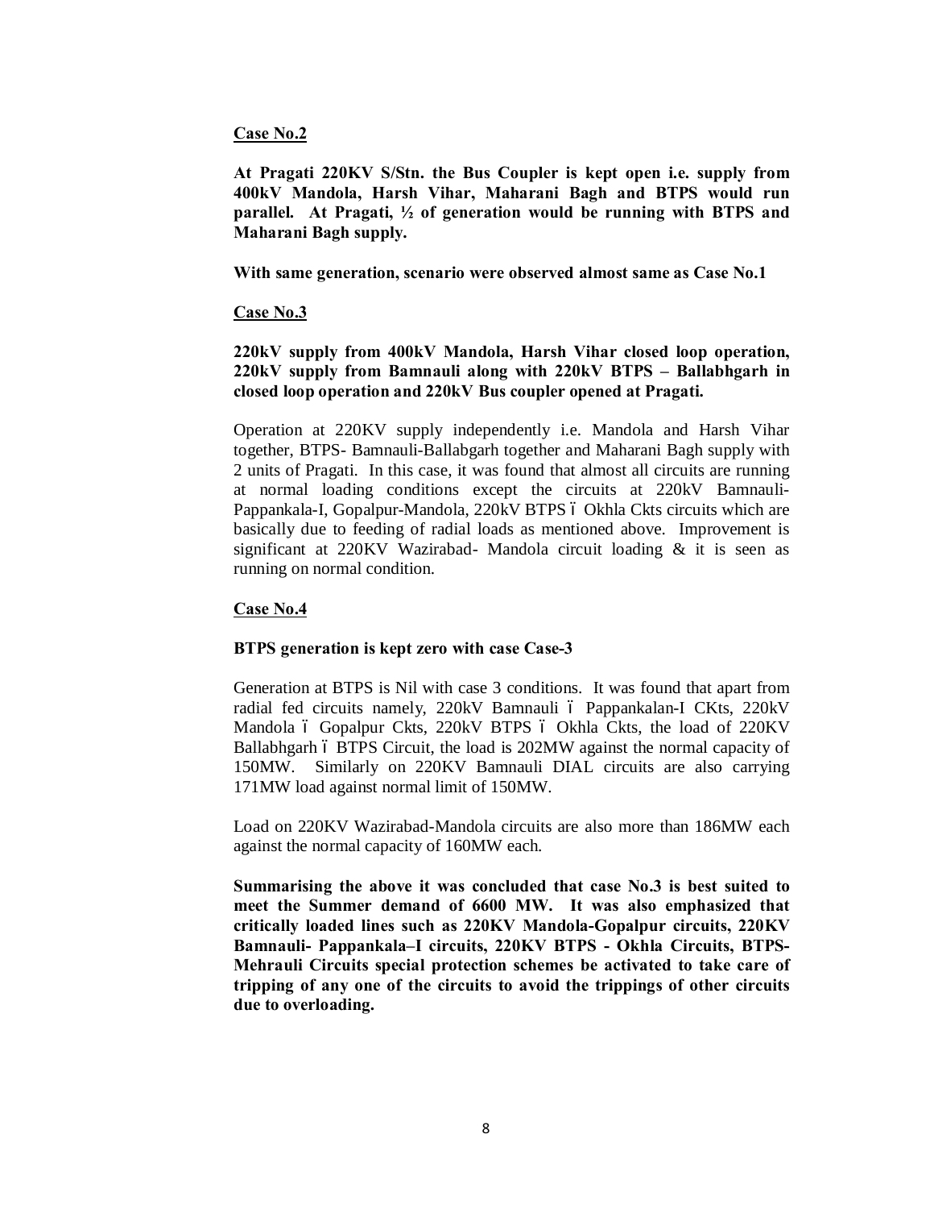**Case No.2**

**At Pragati 220KV S/Stn. the Bus Coupler is kept open i.e. supply from 400kV Mandola, Harsh Vihar, Maharani Bagh and BTPS would run parallel. At Pragati, ½ of generation would be running with BTPS and Maharani Bagh supply.**

**With same generation, scenario were observed almost same as Case No.1**

**Case No.3**

**220kV supply from 400kV Mandola, Harsh Vihar closed loop operation, 220kV supply from Bamnauli along with 220kV BTPS – Ballabhgarh in closed loop operation and 220kV Bus coupler opened at Pragati.**

Operation at 220KV supply independently i.e. Mandola and Harsh Vihar together, BTPS- Bamnauli-Ballabgarh together and Maharani Bagh supply with 2 units of Pragati. In this case, it was found that almost all circuits are running at normal loading conditions except the circuits at 220kV Bamnauli-Pappankala-I, Gopalpur-Mandola, 220kV BTPS – Okhla Ckts circuits which are basically due to feeding of radial loads as mentioned above. Improvement is significant at 220KV Wazirabad- Mandola circuit loading & it is seen as running on normal condition.

**Case No.4**

**BTPS generation is kept zero with case Case-3**

Generation at BTPS is Nil with case 3 conditions. It was found that apart from radial fed circuits namely, 220kV Bamnauli – Pappankalan-I CKts, 220kV Mandola – Gopalpur Ckts, 220kV BTPS – Okhla Ckts, the load of 220KV Ballabhgarh – BTPS Circuit, the load is 202MW against the normal capacity of 150MW. Similarly on 220KV Bamnauli DIAL circuits are also carrying 171MW load against normal limit of 150MW.

Load on 220KV Wazirabad-Mandola circuits are also more than 186MW each against the normal capacity of 160MW each.

**Summarising the above it was concluded that case No.3 is best suited to meet the Summer demand of 6600 MW. It was also emphasized that critically loaded lines such as 220KV Mandola-Gopalpur circuits, 220KV Bamnauli- Pappankala–I circuits, 220KV BTPS - Okhla Circuits, BTPS-Mehrauli Circuits special protection schemes be activated to take care of tripping of any one of the circuits to avoid the trippings of other circuits due to overloading.**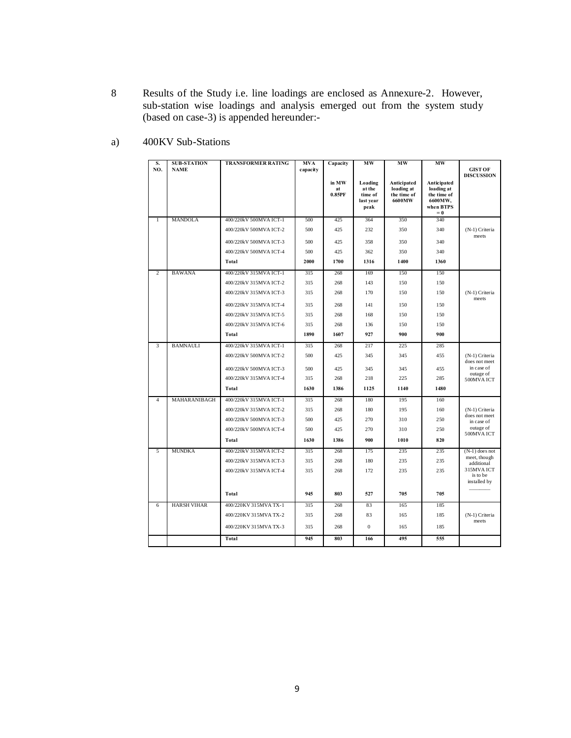8 Results of the Study i.e. line loadings are enclosed as Annexure-2. However, sub-station wise loadings and analysis emerged out from the system study (based on case-3) is appended hereunder:-

a) 400KV Sub-Stations

| S. NO. | SUB-STATION NAME | TRANSFORMER RATING | MVA capacity | Capacity in MW at 0.85PF | MW Loading at the time of last year peak | MW Anticipated loading at the time of 6600MW | MW Anticipated loading at the time of 6600MW, when BTPS = 0 | GIST OF DISCUSSION |
|---|---|---|---|---|---|---|---|---|
| 1 | MANDOLA | 400/220kV 500MVA ICT-1 | 500 | 425 | 364 | 350 | 340 | |
| | | 400/220kV 500MVA ICT-2 | 500 | 425 | 232 | 350 | 340 | (N-1) Criteria meets |
| | | 400/220kV 500MVA ICT-3 | 500 | 425 | 358 | 350 | 340 | |
| | | 400/220kV 500MVA ICT-4 | 500 | 425 | 362 | 350 | 340 | |
| | | **Total** | **2000** | **1700** | **1316** | **1400** | **1360** | |
| 2 | BAWANA | 400/220kV 315MVA ICT-1 | 315 | 268 | 169 | 150 | 150 | |
| | | 400/220kV 315MVA ICT-2 | 315 | 268 | 143 | 150 | 150 | |
| | | 400/220kV 315MVA ICT-3 | 315 | 268 | 170 | 150 | 150 | (N-1) Criteria meets |
| | | 400/220kV 315MVA ICT-4 | 315 | 268 | 141 | 150 | 150 | |
| | | 400/220kV 315MVA ICT-5 | 315 | 268 | 168 | 150 | 150 | |
| | | 400/220kV 315MVA ICT-6 | 315 | 268 | 136 | 150 | 150 | |
| | | **Total** | **1890** | **1607** | **927** | **900** | **900** | |
| 3 | BAMNAULI | 400/220kV 315MVA ICT-1 | 315 | 268 | 217 | 225 | 285 | |
| | | 400/220kV 500MVA ICT-2 | 500 | 425 | 345 | 345 | 455 | (N-1) Criteria does not meet in case of outage of 500MVA ICT |
| | | 400/220kV 500MVA ICT-3 | 500 | 425 | 345 | 345 | 455 | |
| | | 400/220kV 315MVA ICT-4 | 315 | 268 | 218 | 225 | 285 | |
| | | **Total** | **1630** | **1386** | **1125** | **1140** | **1480** | |
| 4 | MAHARANIBAGH | 400/220kV 315MVA ICT-1 | 315 | 268 | 180 | 195 | 160 | |
| | | 400/220kV 315MVA ICT-2 | 315 | 268 | 180 | 195 | 160 | (N-1) Criteria does not meet in case of outage of 500MVA ICT |
| | | 400/220kV 500MVA ICT-3 | 500 | 425 | 270 | 310 | 250 | |
| | | 400/220kV 500MVA ICT-4 | 500 | 425 | 270 | 310 | 250 | |
| | | **Total** | **1630** | **1386** | **900** | **1010** | **820** | |
| 5 | MUNDKA | 400/220kV 315MVA ICT-2 | 315 | 268 | 175 | 235 | 235 | (N-1) does not meet, though additional 315MVA ICT is to be installed by ________ |
| | | 400/220kV 315MVA ICT-3 | 315 | 268 | 180 | 235 | 235 | |
| | | 400/220kV 315MVA ICT-4 | 315 | 268 | 172 | 235 | 235 | |
| | | **Total** | **945** | **803** | **527** | **705** | **705** | |
| 6 | HARSH VIHAR | 400/220KV 315MVA TX-1 | 315 | 268 | 83 | 165 | 185 | |
| | | 400/220KV 315MVA TX-2 | 315 | 268 | 83 | 165 | 185 | (N-1) Criteria meets |
| | | 400/220KV 315MVA TX-3 | 315 | 268 | 0 | 165 | 185 | |
| | | **Total** | **945** | **803** | **166** | **495** | **555** | |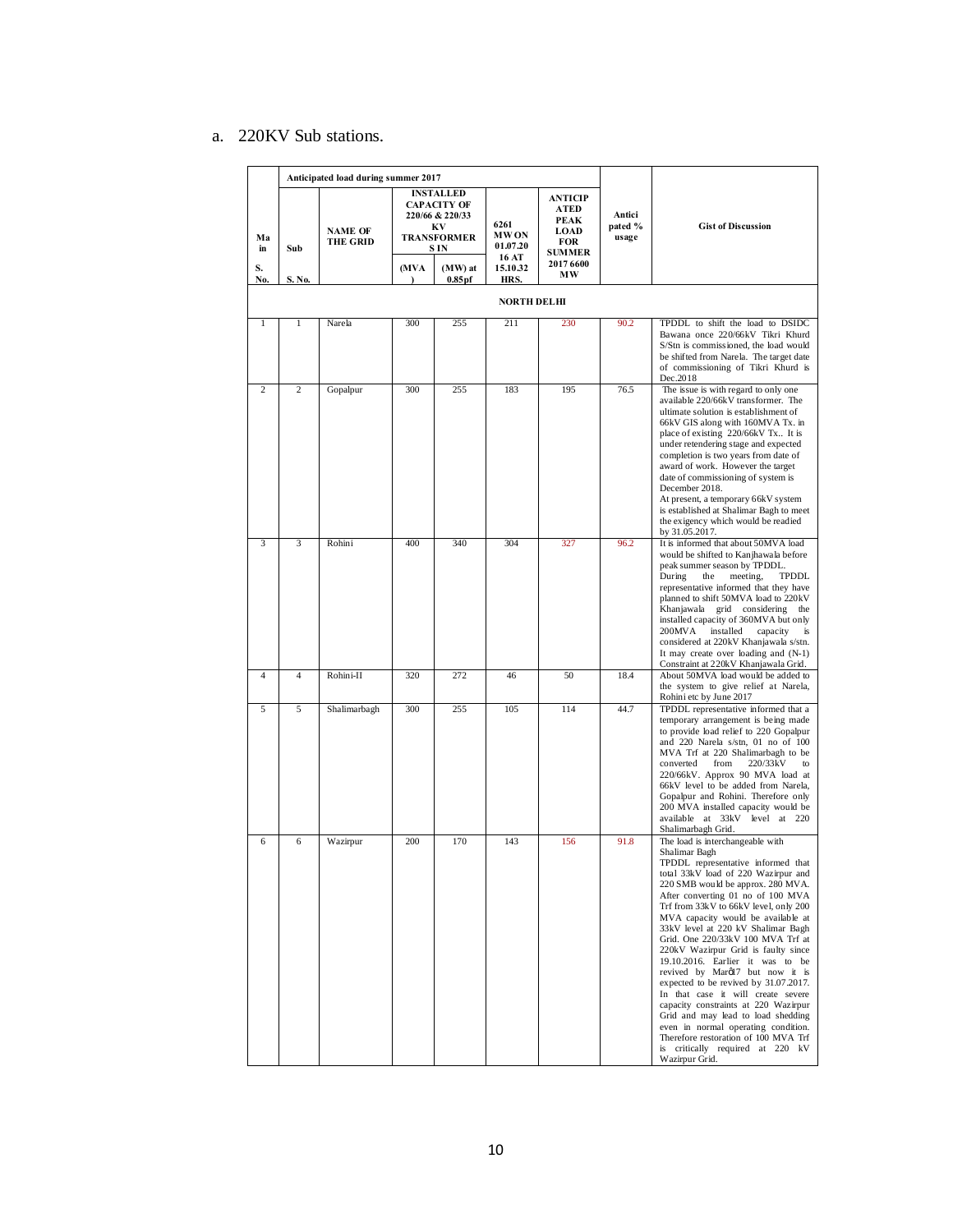a. 220KV Sub stations.

| Main S. No. | Sub S. No. | NAME OF THE GRID | INSTALLED CAPACITY OF 220/66 & 220/33 KV TRANSFORMERS IN (MVA) | INSTALLED CAPACITY OF 220/66 & 220/33 KV TRANSFORMERS IN (MW) at 0.85pf | 6261 MW ON 01.07.2016 AT 15.10.32 HRS. | ANTICIPATED PEAK LOAD FOR SUMMER 2017 6600 MW | Anticipated % usage | Gist of Discussion |
|---|---|---|---|---|---|---|---|---|
| | Anticipated load during summer 2017 | | | | | | | |
| **NORTH DELHI** | | | | | | | | |
| 1 | 1 | Narela | 300 | 255 | 211 | 230 | 90.2 | TPDDL to shift the load to DSIDC Bawana once 220/66kV Tikri Khurd S/Stn is commissioned, the load would be shifted from Narela. The target date of commissioning of Tikri Khurd is Dec.2018 |
| 2 | 2 | Gopalpur | 300 | 255 | 183 | 195 | 76.5 | The issue is with regard to only one available 220/66kV transformer. The ultimate solution is establishment of 66kV GIS along with 160MVA Tx. in place of existing 220/66kV Tx.. It is under retendering stage and expected completion is two years from date of award of work. However the target date of commissioning of system is December 2018. At present, a temporary 66kV system is established at Shalimar Bagh to meet the exigency which would be readied by 31.05.2017. |
| 3 | 3 | Rohini | 400 | 340 | 304 | 327 | 96.2 | It is informed that about 50MVA load would be shifted to Kanjhawala before peak summer season by TPDDL. During the meeting, TPDDL representative informed that they have planned to shift 50MVA load to 220kV Khanjawala grid considering the installed capacity of 360MVA but only 200MVA installed capacity is considered at 220kV Khanjawala s/stn. It may create over loading and (N-1) Constraint at 220kV Khanjawala Grid. |
| 4 | 4 | Rohini-II | 320 | 272 | 46 | 50 | 18.4 | About 50MVA load would be added to the system to give relief at Narela, Rohini etc by June 2017 |
| 5 | 5 | Shalimarbagh | 300 | 255 | 105 | 114 | 44.7 | TPDDL representative informed that a temporary arrangement is being made to provide load relief to 220 Gopalpur and 220 Narela s/stn, 01 no of 100 MVA Trf at 220 Shalimarbagh to be converted from 220/33kV to 220/66kV. Approx 90 MVA load at 66kV level to be added from Narela, Gopalpur and Rohini. Therefore only 200 MVA installed capacity would be available at 33kV level at 220 Shalimarbagh Grid. |
| 6 | 6 | Wazirpur | 200 | 170 | 143 | 156 | 91.8 | The load is interchangeable with Shalimar Bagh TPDDL representative informed that total 33kV load of 220 Wazirpur and 220 SMB would be approx. 280 MVA. After converting 01 no of 100 MVA Trf from 33kV to 66kV level, only 200 MVA capacity would be available at 33kV level at 220 kV Shalimar Bagh Grid. One 220/33kV 100 MVA Trf at 220kV Wazirpur Grid is faulty since 19.10.2016. Earlier it was to be revived by Mar'17 but now it is expected to be revived by 31.07.2017. In that case it will create severe capacity constraints at 220 Wazirpur Grid and may lead to load shedding even in normal operating condition. Therefore restoration of 100 MVA Trf is critically required at 220 kV Wazirpur Grid. |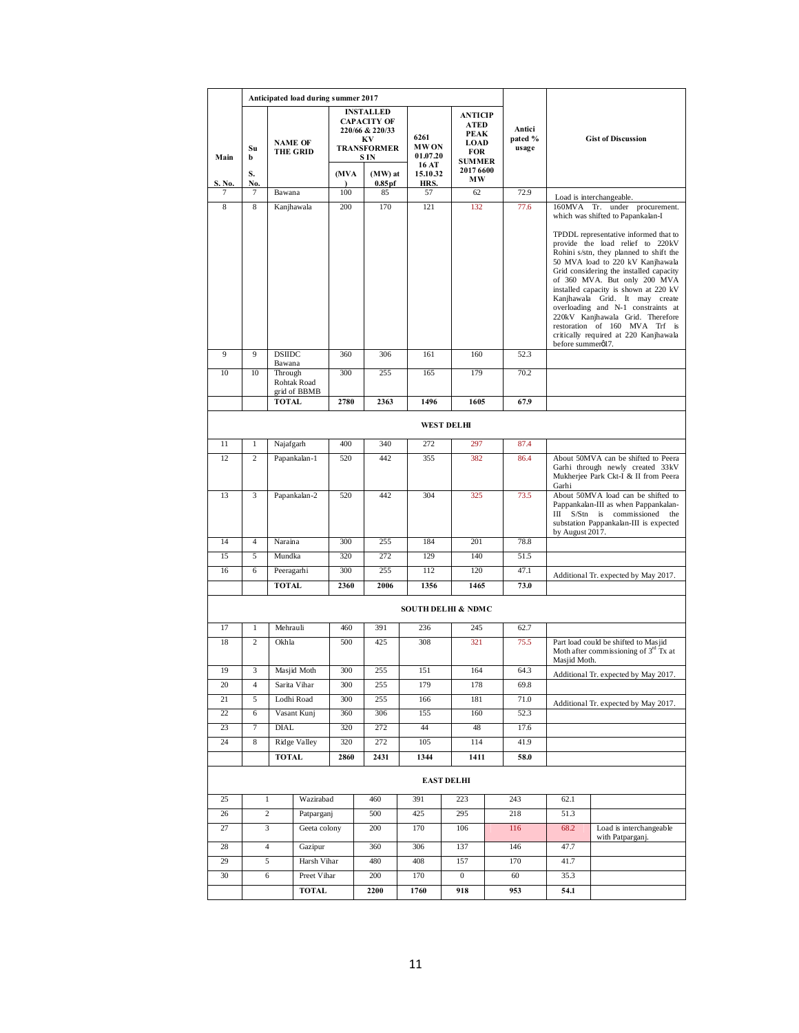| Main S. No. | Sub S. No. | NAME OF THE GRID | INSTALLED CAPACITY OF 220/66 & 220/33 KV TRANSFORMERS IN (MVA) | (MW) at 0.85pf | 6261 MW ON 01.07.2016 AT 15.10.32 HRS. | ANTICIPATED PEAK LOAD FOR SUMMER 2017 6600 MW | Anticipated % usage | Gist of Discussion |
|---|---|---|---|---|---|---|---|---|
| | | **Anticipated load during summer 2017** | | | | | | |
| 7 | 7 | Bawana | 100 | 85 | 57 | 62 | 72.9 | Load is interchangeable. |
| 8 | 8 | Kanjhawala | 200 | 170 | 121 | 132 | 77.6 | 160MVA Tr. under procurement. which was shifted to Papankalan-I<br><br>TPDDL representative informed that to provide the load relief to 220kV Rohini s/stn, they planned to shift the 50 MVA load to 220 kV Kanjhawala Grid considering the installed capacity of 360 MVA. But only 200 MVA installed capacity is shown at 220 kV Kanjhawala Grid. It may create overloading and N-1 constraints at 220kV Kanjhawala Grid. Therefore restoration of 160 MVA Trf is critically required at 220 Kanjhawala before summer'17. |
| 9 | 9 | DSIIDC Bawana | 360 | 306 | 161 | 160 | 52.3 | |
| 10 | 10 | Through Rohtak Road grid of BBMB | 300 | 255 | 165 | 179 | 70.2 | |
| | | **TOTAL** | **2780** | **2363** | **1496** | **1605** | **67.9** | |
| | | | | | **WEST DELHI** | | | |
| 11 | 1 | Najafgarh | 400 | 340 | 272 | 297 | 87.4 | |
| 12 | 2 | Papankalan-1 | 520 | 442 | 355 | 382 | 86.4 | About 50MVA can be shifted to Peera Garhi through newly created 33kV Mukherjee Park Ckt-I & II from Peera Garhi |
| 13 | 3 | Papankalan-2 | 520 | 442 | 304 | 325 | 73.5 | About 50MVA load can be shifted to Pappankalan-III as when Pappankalan-III S/Stn is commissioned the substation Pappankalan-III is expected by August 2017. |
| 14 | 4 | Naraina | 300 | 255 | 184 | 201 | 78.8 | |
| 15 | 5 | Mundka | 320 | 272 | 129 | 140 | 51.5 | |
| 16 | 6 | Peeragarhi | 300 | 255 | 112 | 120 | 47.1 | Additional Tr. expected by May 2017. |
| | | **TOTAL** | **2360** | **2006** | **1356** | **1465** | **73.0** | |
| | | | | | **SOUTH DELHI & NDMC** | | | |
| 17 | 1 | Mehrauli | 460 | 391 | 236 | 245 | 62.7 | |
| 18 | 2 | Okhla | 500 | 425 | 308 | 321 | 75.5 | Part load could be shifted to Masjid Moth after commissioning of 3rd Tx at Masjid Moth. |
| 19 | 3 | Masjid Moth | 300 | 255 | 151 | 164 | 64.3 | Additional Tr. expected by May 2017. |
| 20 | 4 | Sarita Vihar | 300 | 255 | 179 | 178 | 69.8 | |
| 21 | 5 | Lodhi Road | 300 | 255 | 166 | 181 | 71.0 | Additional Tr. expected by May 2017. |
| 22 | 6 | Vasant Kunj | 360 | 306 | 155 | 160 | 52.3 | |
| 23 | 7 | DIAL | 320 | 272 | 44 | 48 | 17.6 | |
| 24 | 8 | Ridge Valley | 320 | 272 | 105 | 114 | 41.9 | |
| | | **TOTAL** | **2860** | **2431** | **1344** | **1411** | **58.0** | |
| | | | | | **EAST DELHI** | | | |
| 25 | 1 | Wazirabad | 460 | 391 | 223 | 243 | 62.1 | |
| 26 | 2 | Patparganj | 500 | 425 | 295 | 218 | 51.3 | |
| 27 | 3 | Geeta colony | 200 | 170 | 106 | 116 | 68.2 | Load is interchangeable with Patparganj. |
| 28 | 4 | Gazipur | 360 | 306 | 137 | 146 | 47.7 | |
| 29 | 5 | Harsh Vihar | 480 | 408 | 157 | 170 | 41.7 | |
| 30 | 6 | Preet Vihar | 200 | 170 | 0 | 60 | 35.3 | |
| | | **TOTAL** | **2200** | **1760** | **918** | **953** | **54.1** | |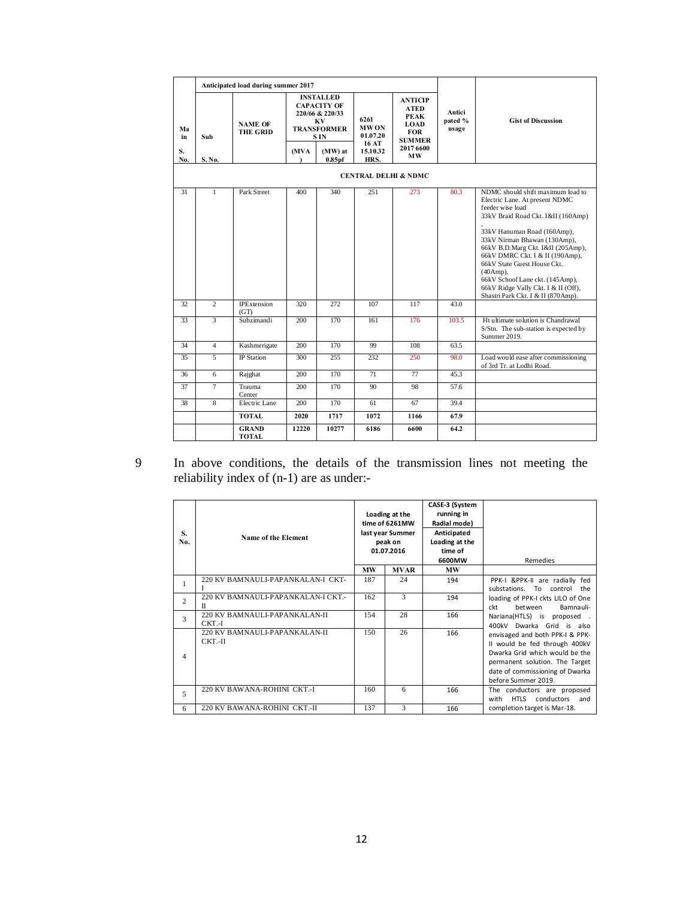| Ma in S. No. | Sub S. No. | Anticipated load during summer 2017 NAME OF THE GRID | INSTALLED CAPACITY OF 220/66 & 220/33 KV TRANSFORMER S IN (MVA) | (MW) at 0.85pf | 6261 MW ON 01.07.20 16 AT 15.10.32 HRS. | ANTICIPATED PEAK LOAD FOR SUMMER 2017 6600 MW | Antici pated % usage | Gist of Discussion |
|---|---|---|---|---|---|---|---|---|
| | | **CENTRAL DELHI & NDMC** | | | | | | |
| 31 | 1 | Park Street | 400 | 340 | 251 | 273 | 80.3 | NDMC should shift maximum load to Electric Lane. At present NDMC feeder wise load 33kV Braid Road Ckt. I&II (160Amp) , 33kV Hanuman Road (160Amp), 33kV Nirman Bhawan (130Amp), 66kV B.D.Marg Ckt. I&II (205Amp), 66kV DMRC Ckt. I & II (190Amp), 66kV State Guest House Ckt. (40Amp), 66kV School Lane ckt. (145Amp), 66kV Ridge Vally Ckt. I & II (Off), Shastri Park Ckt. I & II (870Amp). |
| 32 | 2 | IPExtension (GT) | 320 | 272 | 107 | 117 | 43.0 | |
| 33 | 3 | Subzimandi | 200 | 170 | 161 | 176 | 103.5 | Ht ultimate solution is Chandrawal S/Stn. The sub-station is expected by Summer 2019. |
| 34 | 4 | Kashmerigate | 200 | 170 | 99 | 108 | 63.5 | |
| 35 | 5 | IP Station | 300 | 255 | 232 | 250 | 98.0 | Load would ease after commissioning of 3rd Tr. at Lodhi Road. |
| 36 | 6 | Rajghat | 200 | 170 | 71 | 77 | 45.3 | |
| 37 | 7 | Trauma Center | 200 | 170 | 90 | 98 | 57.6 | |
| 38 | 8 | Electric Lane | 200 | 170 | 61 | 67 | 39.4 | |
| | | **TOTAL** | **2020** | **1717** | **1072** | **1166** | **67.9** | |
| | | **GRAND TOTAL** | **12220** | **10277** | **6186** | **6600** | **64.2** | |

9 In above conditions, the details of the transmission lines not meeting the reliability index of (n-1) are as under:-

| S. No. | Name of the Element | Loading at the time of 6261MW last year Summer peak on 01.07.2016 MW | MVAR | CASE-3 (System running in Radial mode) Anticipated Loading at the time of 6600MW MW | Remedies |
|---|---|---|---|---|---|
| 1 | 220 KV BAMNAULI-PAPANKALAN-I CKT-I | 187 | 24 | 194 | PPK-I &PPK-II are radially fed substations. To control the loading of PPK-I ckts LILO of One ckt between Bamnauli-Nariana(HTLS) is proposed . 400kV Dwarka Grid is also envisaged and both PPK-I & PPK-II would be fed through 400kV Dwarka Grid which would be the permanent solution. The Target date of commissioning of Dwarka before Summer 2019. |
| 2 | 220 KV BAMNAULI-PAPANKALAN-I CKT.-II | 162 | 3 | 194 | |
| 3 | 220 KV BAMNAULI-PAPANKALAN-II CKT.-I | 154 | 28 | 166 | |
| 4 | 220 KV BAMNAULI-PAPANKALAN-II CKT.-II | 150 | 26 | 166 | |
| 5 | 220 KV BAWANA-ROHINI CKT.-I | 160 | 6 | 166 | The conductors are proposed with HTLS conductors and completion target is Mar-18. |
| 6 | 220 KV BAWANA-ROHINI CKT.-II | 137 | 3 | 166 | |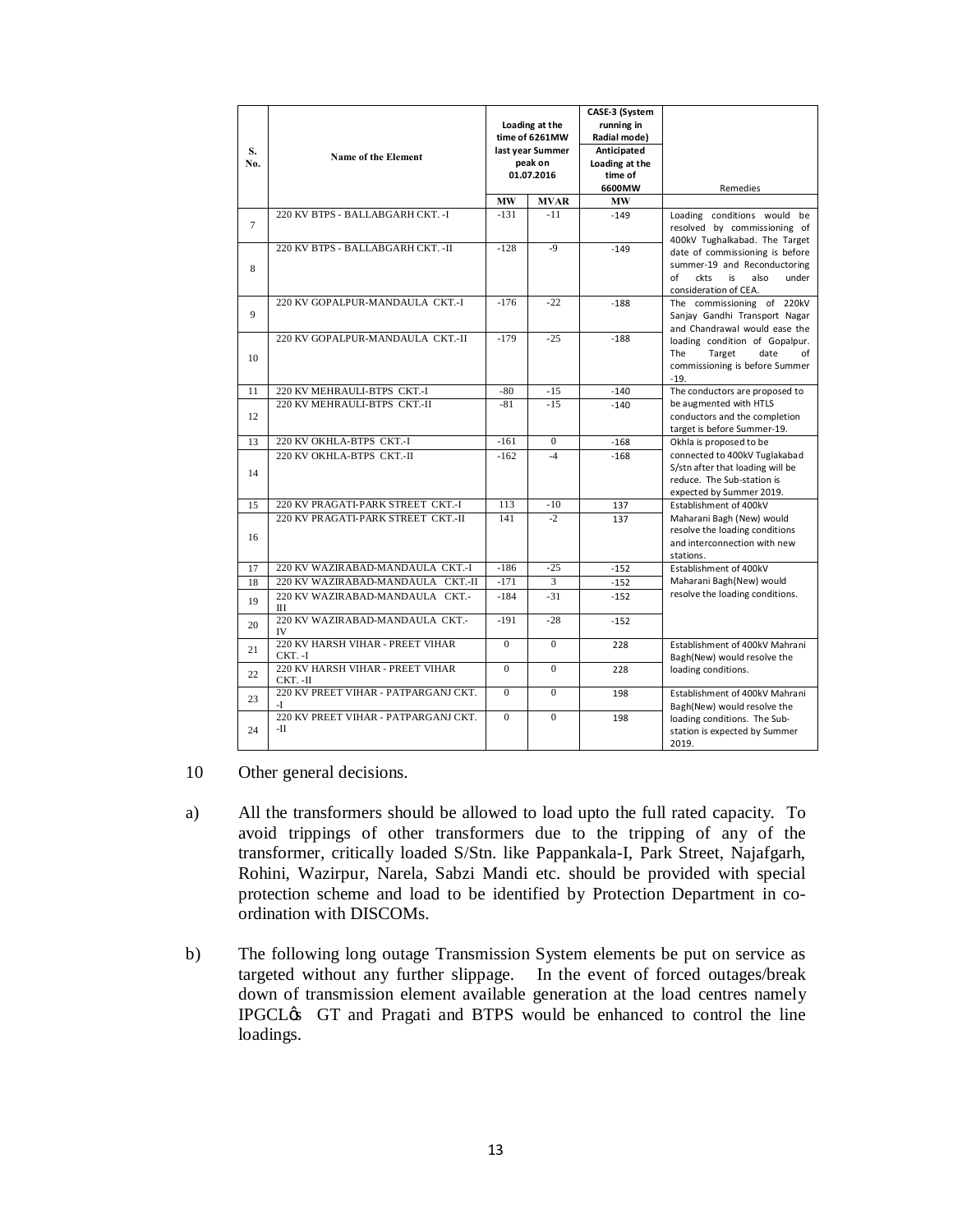| S. No. | Name of the Element | Loading at the time of 6261MW last year Summer peak on 01.07.2016 | | CASE-3 (System running in Radial mode) Anticipated Loading at the time of 6600MW | Remedies |
|---|---|---|---|---|---|
| | | MW | MVAR | MW | |
| 7 | 220 KV BTPS - BALLABGARH CKT. -I | -131 | -11 | -149 | Loading conditions would be resolved by commissioning of 400kV Tughalkabad. The Target date of commissioning is before summer-19 and Reconductoring of ckts is also under consideration of CEA. |
| 8 | 220 KV BTPS - BALLABGARH CKT. -II | -128 | -9 | -149 | |
| 9 | 220 KV GOPALPUR-MANDAULA CKT.-I | -176 | -22 | -188 | The commissioning of 220kV Sanjay Gandhi Transport Nagar and Chandrawal would ease the loading condition of Gopalpur. The Target date of commissioning is before Summer -19. |
| 10 | 220 KV GOPALPUR-MANDAULA CKT.-II | -179 | -25 | -188 | |
| 11 | 220 KV MEHRAULI-BTPS CKT.-I | -80 | -15 | -140 | The conductors are proposed to be augmented with HTLS conductors and the completion target is before Summer-19. |
| 12 | 220 KV MEHRAULI-BTPS CKT.-II | -81 | -15 | -140 | |
| 13 | 220 KV OKHLA-BTPS CKT.-I | -161 | 0 | -168 | Okhla is proposed to be connected to 400kV Tuglakabad S/stn after that loading will be reduce. The Sub-station is expected by Summer 2019. |
| 14 | 220 KV OKHLA-BTPS CKT.-II | -162 | -4 | -168 | |
| 15 | 220 KV PRAGATI-PARK STREET CKT.-I | 113 | -10 | 137 | Establishment of 400kV Maharani Bagh (New) would resolve the loading conditions and interconnection with new stations. |
| 16 | 220 KV PRAGATI-PARK STREET CKT.-II | 141 | -2 | 137 | |
| 17 | 220 KV WAZIRABAD-MANDAULA CKT.-I | -186 | -25 | -152 | Establishment of 400kV Maharani Bagh(New) would resolve the loading conditions. |
| 18 | 220 KV WAZIRABAD-MANDAULA CKT.-II | -171 | 3 | -152 | |
| 19 | 220 KV WAZIRABAD-MANDAULA CKT.-III | -184 | -31 | -152 | |
| 20 | 220 KV WAZIRABAD-MANDAULA CKT.-IV | -191 | -28 | -152 | |
| 21 | 220 KV HARSH VIHAR - PREET VIHAR CKT. -I | 0 | 0 | 228 | Establishment of 400kV Mahrani Bagh(New) would resolve the loading conditions. |
| 22 | 220 KV HARSH VIHAR - PREET VIHAR CKT. -II | 0 | 0 | 228 | |
| 23 | 220 KV PREET VIHAR - PATPARGANJ CKT. -I | 0 | 0 | 198 | Establishment of 400kV Mahrani Bagh(New) would resolve the loading conditions. The Sub-station is expected by Summer 2019. |
| 24 | 220 KV PREET VIHAR - PATPARGANJ CKT. -II | 0 | 0 | 198 | |

10 Other general decisions.

a) All the transformers should be allowed to load upto the full rated capacity. To avoid trippings of other transformers due to the tripping of any of the transformer, critically loaded S/Stn. like Pappankala-I, Park Street, Najafgarh, Rohini, Wazirpur, Narela, Sabzi Mandi etc. should be provided with special protection scheme and load to be identified by Protection Department in co-ordination with DISCOMs.

b) The following long outage Transmission System elements be put on service as targeted without any further slippage. In the event of forced outages/break down of transmission element available generation at the load centres namely IPGCL's GT and Pragati and BTPS would be enhanced to control the line loadings.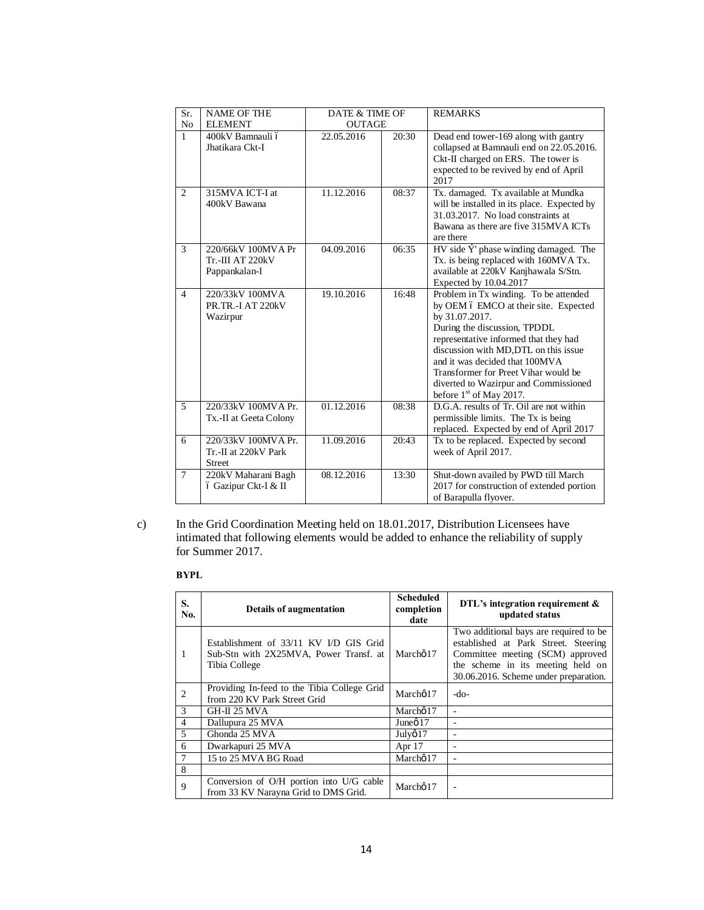| Sr. No | NAME OF THE ELEMENT | DATE & TIME OF OUTAGE | | REMARKS |
|---|---|---|---|---|
| 1 | 400kV Bamnauli – Jhatikara Ckt-I | 22.05.2016 | 20:30 | Dead end tower-169 along with gantry collapsed at Bamnauli end on 22.05.2016. Ckt-II charged on ERS. The tower is expected to be revived by end of April 2017 |
| 2 | 315MVA ICT-I at 400kV Bawana | 11.12.2016 | 08:37 | Tx. damaged. Tx available at Mundka will be installed in its place. Expected by 31.03.2017. No load constraints at Bawana as there are five 315MVA ICTs are there |
| 3 | 220/66kV 100MVA Pr Tr.-III AT 220kV Pappankalan-I | 04.09.2016 | 06:35 | HV side 'Y' phase winding damaged. The Tx. is being replaced with 160MVA Tx. available at 220kV Kanjhawala S/Stn. Expected by 10.04.2017 |
| 4 | 220/33kV 100MVA PR.TR.-I AT 220kV Wazirpur | 19.10.2016 | 16:48 | Problem in Tx winding. To be attended by OEM – EMCO at their site. Expected by 31.07.2017.<br>During the discussion, TPDDL representative informed that they had discussion with MD,DTL on this issue and it was decided that 100MVA Transformer for Preet Vihar would be diverted to Wazirpur and Commissioned before 1st of May 2017. |
| 5 | 220/33kV 100MVA Pr. Tx.-II at Geeta Colony | 01.12.2016 | 08:38 | D.G.A. results of Tr. Oil are not within permissible limits. The Tx is being replaced. Expected by end of April 2017 |
| 6 | 220/33kV 100MVA Pr. Tr.-II at 220kV Park Street | 11.09.2016 | 20:43 | Tx to be replaced. Expected by second week of April 2017. |
| 7 | 220kV Maharani Bagh – Gazipur Ckt-I & II | 08.12.2016 | 13:30 | Shut-down availed by PWD till March 2017 for construction of extended portion of Barapulla flyover. |

c) In the Grid Coordination Meeting held on 18.01.2017, Distribution Licensees have intimated that following elements would be added to enhance the reliability of supply for Summer 2017.

**BYPL**

| S. No. | Details of augmentation | Scheduled completion date | DTL's integration requirement & updated status |
|---|---|---|---|
| 1 | Establishment of 33/11 KV I/D GIS Grid Sub-Stn with 2X25MVA, Power Transf. at Tibia College | March'17 | Two additional bays are required to be established at Park Street. Steering Committee meeting (SCM) approved the scheme in its meeting held on 30.06.2016. Scheme under preparation. |
| 2 | Providing In-feed to the Tibia College Grid from 220 KV Park Street Grid | March'17 | -do- |
| 3 | GH-II 25 MVA | March'17 | - |
| 4 | Dallupura 25 MVA | June'17 | - |
| 5 | Ghonda 25 MVA | July'17 | - |
| 6 | Dwarkapuri 25 MVA | Apr 17 | - |
| 7 | 15 to 25 MVA BG Road | March'17 | - |
| 8 | | | |
| 9 | Conversion of O/H portion into U/G cable from 33 KV Narayna Grid to DMS Grid. | March'17 | - |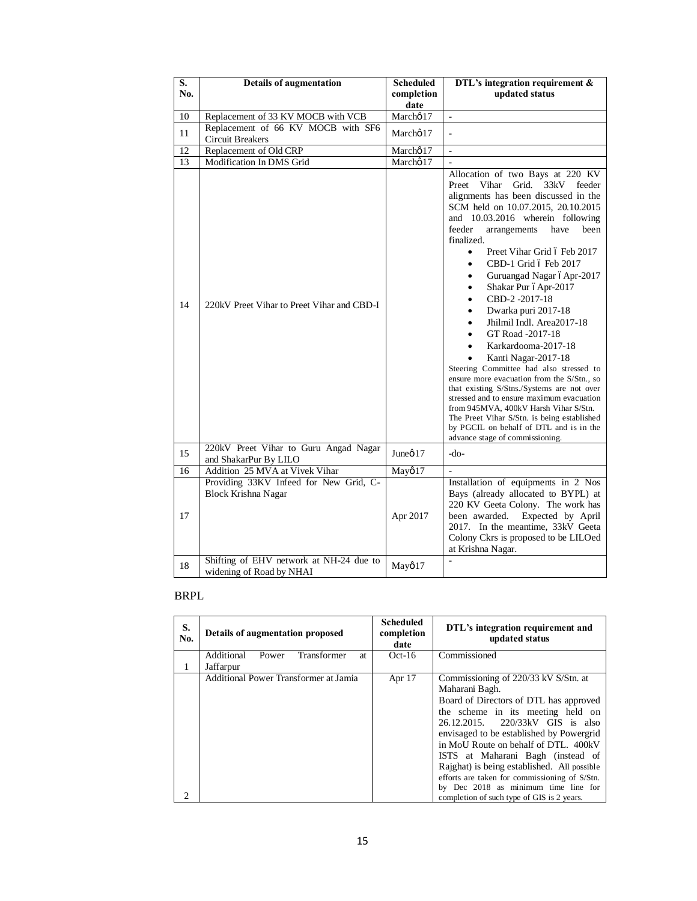| S. No. | Details of augmentation | Scheduled completion date | DTL's integration requirement & updated status |
|---|---|---|---|
| 10 | Replacement of 33 KV MOCB with VCB | Marchô17 | - |
| 11 | Replacement of 66 KV MOCB with SF6 Circuit Breakers | Marchô17 | - |
| 12 | Replacement of Old CRP | Marchô17 | - |
| 13 | Modification In DMS Grid | Marchô17 | - |
| 14 | 220kV Preet Vihar to Preet Vihar and CBD-I | | Allocation of two Bays at 220 KV Preet Vihar Grid. 33kV feeder alignments has been discussed in the SCM held on 10.07.2015, 20.10.2015 and 10.03.2016 wherein following feeder arrangements have been finalized.<br>• Preet Vihar Grid ó Feb 2017<br>• CBD-1 Grid ó Feb 2017<br>• Guruangad Nagar ó Apr-2017<br>• Shakar Pur ó Apr-2017<br>• CBD-2 -2017-18<br>• Dwarka puri 2017-18<br>• Jhilmil Indl. Area2017-18<br>• GT Road -2017-18<br>• Karkardooma-2017-18<br>• Kanti Nagar-2017-18<br>Steering Committee had also stressed to ensure more evacuation from the S/Stn., so that existing S/Stns./Systems are not over stressed and to ensure maximum evacuation from 945MVA, 400kV Harsh Vihar S/Stn. The Preet Vihar S/Stn. is being established by PGCIL on behalf of DTL and is in the advance stage of commissioning. |
| 15 | 220kV Preet Vihar to Guru Angad Nagar and ShakarPur By LILO | Juneô17 | -do- |
| 16 | Addition 25 MVA at Vivek Vihar | Mayô17 | - |
| 17 | Providing 33KV Infeed for New Grid, C-Block Krishna Nagar | Apr 2017 | Installation of equipments in 2 Nos Bays (already allocated to BYPL) at 220 KV Geeta Colony. The work has been awarded. Expected by April 2017. In the meantime, 33kV Geeta Colony Ckrs is proposed to be LILOed at Krishna Nagar. |
| 18 | Shifting of EHV network at NH-24 due to widening of Road by NHAI | Mayô17 | - |

BRPL

| S. No. | Details of augmentation proposed | Scheduled completion date | DTL's integration requirement and updated status |
|---|---|---|---|
| 1 | Additional Power Transformer at Jaffarpur | Oct-16 | Commissioned |
| 2 | Additional Power Transformer at Jamia | Apr 17 | Commissioning of 220/33 kV S/Stn. at Maharani Bagh.<br>Board of Directors of DTL has approved the scheme in its meeting held on 26.12.2015. 220/33kV GIS is also envisaged to be established by Powergrid in MoU Route on behalf of DTL. 400kV ISTS at Maharani Bagh (instead of Rajghat) is being established. All possible efforts are taken for commissioning of S/Stn. by Dec 2018 as minimum time line for completion of such type of GIS is 2 years. |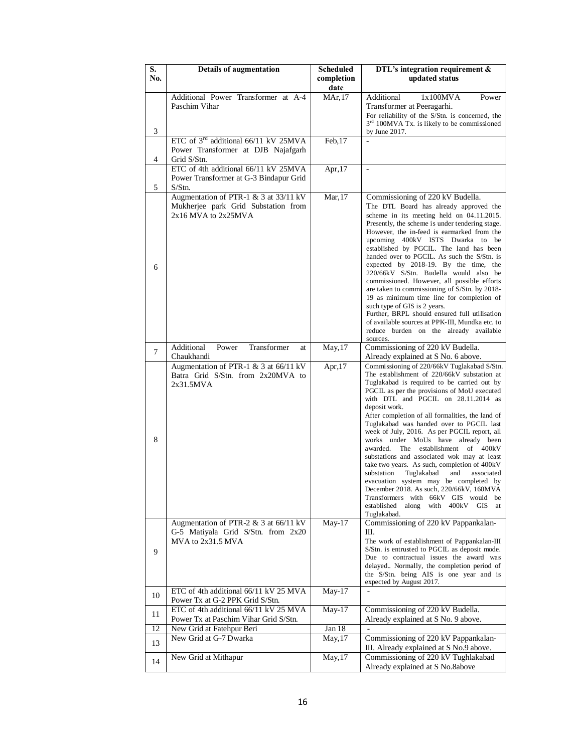| S. No. | Details of augmentation | Scheduled completion date | DTL's integration requirement & updated status |
|---|---|---|---|
| 3 | Additional Power Transformer at A-4 Paschim Vihar | MAr,17 | Additional 1x100MVA Power Transformer at Peeragarhi. For reliability of the S/Stn. is concerned, the 3rd 100MVA Tx. is likely to be commissioned by June 2017. |
| 4 | ETC of 3rd additional 66/11 kV 25MVA Power Transformer at DJB Najafgarh Grid S/Stn. | Feb,17 | - |
| 5 | ETC of 4th additional 66/11 kV 25MVA Power Transformer at G-3 Bindapur Grid S/Stn. | Apr,17 | - |
| 6 | Augmentation of PTR-1 & 3 at 33/11 kV Mukherjee park Grid Substation from 2x16 MVA to 2x25MVA | Mar,17 | Commissioning of 220 kV Budella. The DTL Board has already approved the scheme in its meeting held on 04.11.2015. Presently, the scheme is under tendering stage. However, the in-feed is earmarked from the upcoming 400kV ISTS Dwarka to be established by PGCIL. The land has been handed over to PGCIL. As such the S/Stn. is expected by 2018-19. By the time, the 220/66kV S/Stn. Budella would also be commissioned. However, all possible efforts are taken to commissioning of S/Stn. by 2018-19 as minimum time line for completion of such type of GIS is 2 years. Further, BRPL should ensured full utilisation of available sources at PPK-III, Mundka etc. to reduce burden on the already available sources. |
| 7 | Additional Power Transformer at Chaukhandi | May,17 | Commissioning of 220 kV Budella. Already explained at S No. 6 above. |
| 8 | Augmentation of PTR-1 & 3 at 66/11 kV Batra Grid S/Stn. from 2x20MVA to 2x31.5MVA | Apr,17 | Commissioning of 220/66kV Tuglakabad S/Stn. The establishment of 220/66kV substation at Tuglakabad is required to be carried out by PGCIL as per the provisions of MoU executed with DTL and PGCIL on 28.11.2014 as deposit work. After completion of all formalities, the land of Tuglakabad was handed over to PGCIL last week of July, 2016. As per PGCIL report, all works under MoUs have already been awarded. The establishment of 400kV substations and associated wok may at least take two years. As such, completion of 400kV substation Tuglakabad and associated evacuation system may be completed by December 2018. As such, 220/66kV, 160MVA Transformers with 66kV GIS would be established along with 400kV GIS at Tuglakabad. |
| 9 | Augmentation of PTR-2 & 3 at 66/11 kV G-5 Matiyala Grid S/Stn. from 2x20 MVA to 2x31.5 MVA | May-17 | Commissioning of 220 kV Pappankalan-III. The work of establishment of Pappankalan-III S/Stn. is entrusted to PGCIL as deposit mode. Due to contractual issues the award was delayed.. Normally, the completion period of the S/Stn. being AIS is one year and is expected by August 2017. |
| 10 | ETC of 4th additional 66/11 kV 25 MVA Power Tx at G-2 PPK Grid S/Stn. | May-17 | - |
| 11 | ETC of 4th additional 66/11 kV 25 MVA Power Tx at Paschim Vihar Grid S/Stn. | May-17 | Commissioning of 220 kV Budella. Already explained at S No. 9 above. |
| 12 | New Grid at Fatehpur Beri | Jan 18 | - |
| 13 | New Grid at G-7 Dwarka | May,17 | Commissioning of 220 kV Pappankalan-III. Already explained at S No.9 above. |
| 14 | New Grid at Mithapur | May,17 | Commissioning of 220 kV Tughlakabad Already explained at S No.8above |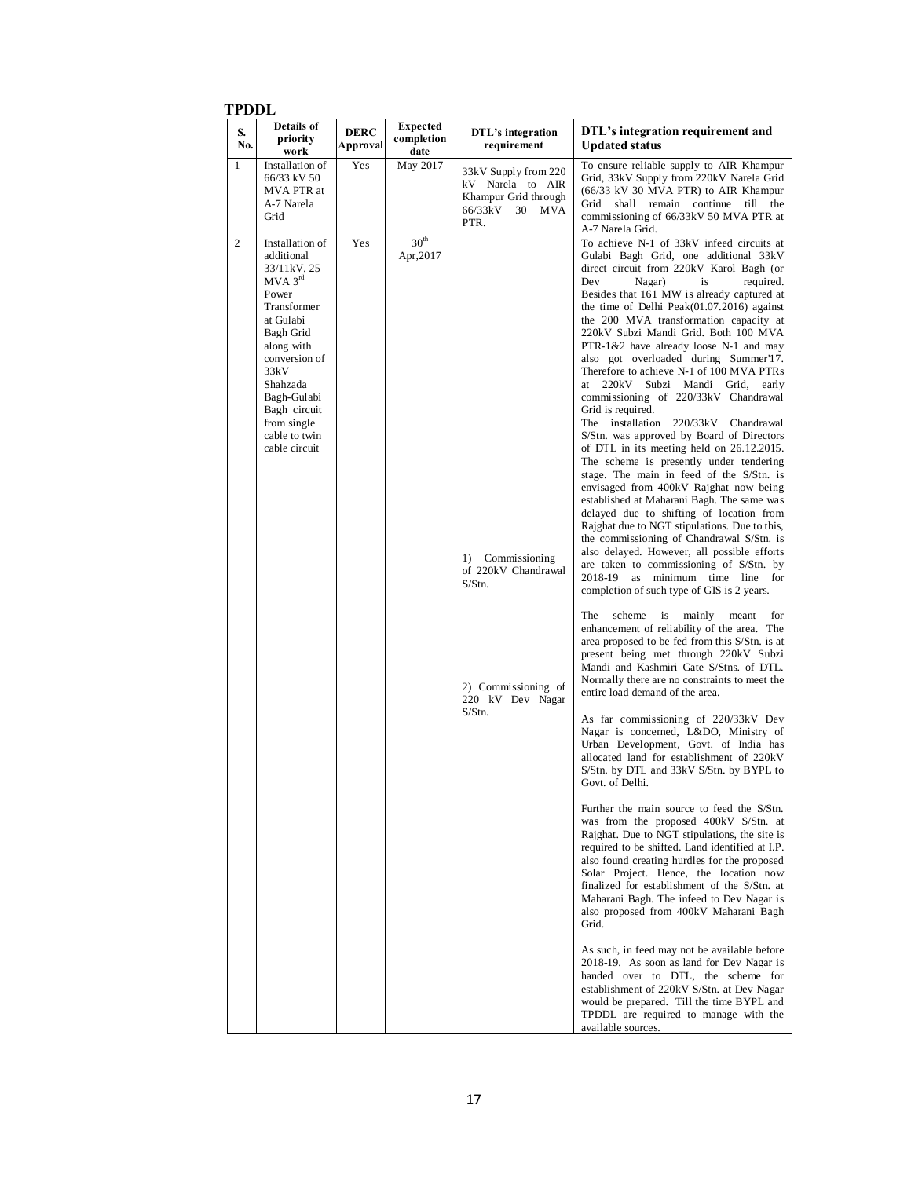**TPDDL**

| S. No. | Details of priority work | DERC Approval | Expected completion date | DTL's integration requirement | DTL's integration requirement and Updated status |
|---|---|---|---|---|---|
| 1 | Installation of 66/33 kV 50 MVA PTR at A-7 Narela Grid | Yes | May 2017 | 33kV Supply from 220 kV Narela to AIR Khampur Grid through 66/33kV 30 MVA PTR. | To ensure reliable supply to AIR Khampur Grid, 33kV Supply from 220kV Narela Grid (66/33 kV 30 MVA PTR) to AIR Khampur Grid shall remain continue till the commissioning of 66/33kV 50 MVA PTR at A-7 Narela Grid. |
| 2 | Installation of additional 33/11kV, 25 MVA 3rd Power Transformer at Gulabi Bagh Grid along with conversion of 33kV Shahzada Bagh-Gulabi Bagh circuit from single cable to twin cable circuit | Yes | 30th Apr,2017 | 1) Commissioning of 220kV Chandrawal S/Stn. | To achieve N-1 of 33kV infeed circuits at Gulabi Bagh Grid, one additional 33kV direct circuit from 220kV Karol Bagh (or Dev Nagar) is required. Besides that 161 MW is already captured at the time of Delhi Peak(01.07.2016) against the 200 MVA transformation capacity at 220kV Subzi Mandi Grid. Both 100 MVA PTR-1&2 have already loose N-1 and may also got overloaded during Summer'17. Therefore to achieve N-1 of 100 MVA PTRs at 220kV Subzi Mandi Grid, early commissioning of 220/33kV Chandrawal Grid is required.<br>The installation 220/33kV Chandrawal S/Stn. was approved by Board of Directors of DTL in its meeting held on 26.12.2015. The scheme is presently under tendering stage. The main in feed of the S/Stn. is envisaged from 400kV Rajghat now being established at Maharani Bagh. The same was delayed due to shifting of location from Rajghat due to NGT stipulations. Due to this, the commissioning of Chandrawal S/Stn. is also delayed. However, all possible efforts are taken to commissioning of S/Stn. by 2018-19 as minimum time line for completion of such type of GIS is 2 years. |
| | | | | 2) Commissioning of 220 kV Dev Nagar S/Stn. | The scheme is mainly meant for enhancement of reliability of the area. The area proposed to be fed from this S/Stn. is at present being met through 220kV Subzi Mandi and Kashmiri Gate S/Stns. of DTL. Normally there are no constraints to meet the entire load demand of the area.<br><br>As far commissioning of 220/33kV Dev Nagar is concerned, L&DO, Ministry of Urban Development, Govt. of India has allocated land for establishment of 220kV S/Stn. by DTL and 33kV S/Stn. by BYPL to Govt. of Delhi.<br><br>Further the main source to feed the S/Stn. was from the proposed 400kV S/Stn. at Rajghat. Due to NGT stipulations, the site is required to be shifted. Land identified at I.P. also found creating hurdles for the proposed Solar Project. Hence, the location now finalized for establishment of the S/Stn. at Maharani Bagh. The infeed to Dev Nagar is also proposed from 400kV Maharani Bagh Grid.<br><br>As such, in feed may not be available before 2018-19. As soon as land for Dev Nagar is handed over to DTL, the scheme for establishment of 220kV S/Stn. at Dev Nagar would be prepared. Till the time BYPL and TPDDL are required to manage with the available sources. |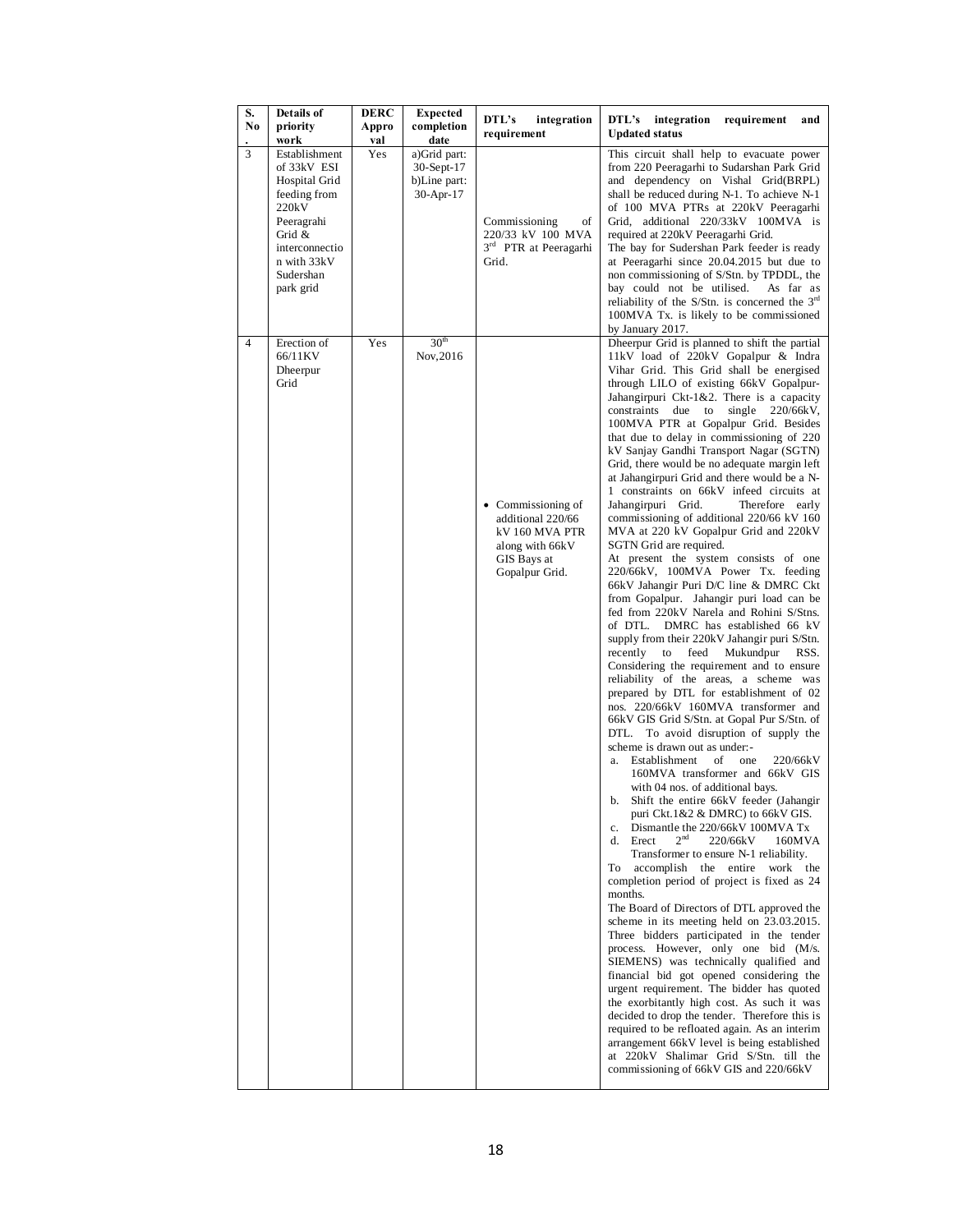| S. No. | Details of priority work | DERC Approval | Expected completion date | DTL's integration requirement | DTL's integration requirement and Updated status |
|---|---|---|---|---|---|
| 3 | Establishment of 33kV ESI Hospital Grid feeding from 220kV Peeragrahi Grid & interconnection with 33kV Sudershan park grid | Yes | a)Grid part: 30-Sept-17<br>b)Line part: 30-Apr-17 | Commissioning of 220/33 kV 100 MVA 3rd PTR at Peeragarhi Grid. | This circuit shall help to evacuate power from 220 Peeragarhi to Sudarshan Park Grid and dependency on Vishal Grid(BRPL) shall be reduced during N-1. To achieve N-1 of 100 MVA PTRs at 220kV Peeragarhi Grid, additional 220/33kV 100MVA is required at 220kV Peeragarhi Grid.<br>The bay for Sudershan Park feeder is ready at Peeragarhi since 20.04.2015 but due to non commissioning of S/Stn. by TPDDL, the bay could not be utilised. As far as reliability of the S/Stn. is concerned the 3rd 100MVA Tx. is likely to be commissioned by January 2017. |
| 4 | Erection of 66/11KV Dheerpur Grid | Yes | 30th Nov,2016 | • Commissioning of additional 220/66 kV 160 MVA PTR along with 66kV GIS Bays at Gopalpur Grid. | Dheerpur Grid is planned to shift the partial 11kV load of 220kV Gopalpur & Indra Vihar Grid. This Grid shall be energised through LILO of existing 66kV Gopalpur-Jahangirpuri Ckt-1&2. There is a capacity constraints due to single 220/66kV, 100MVA PTR at Gopalpur Grid. Besides that due to delay in commissioning of 220 kV Sanjay Gandhi Transport Nagar (SGTN) Grid, there would be no adequate margin left at Jahangirpuri Grid and there would be a N-1 constraints on 66kV infeed circuits at Jahangirpuri Grid. Therefore early commissioning of additional 220/66 kV 160 MVA at 220 kV Gopalpur Grid and 220kV SGTN Grid are required.<br>At present the system consists of one 220/66kV, 100MVA Power Tx. feeding 66kV Jahangir Puri D/C line & DMRC Ckt from Gopalpur. Jahangir puri load can be fed from 220kV Narela and Rohini S/Stns. of DTL. DMRC has established 66 kV supply from their 220kV Jahangir puri S/Stn. recently to feed Mukundpur RSS. Considering the requirement and to ensure reliability of the areas, a scheme was prepared by DTL for establishment of 02 nos. 220/66kV 160MVA transformer and 66kV GIS Grid S/Stn. at Gopal Pur S/Stn. of DTL. To avoid disruption of supply the scheme is drawn out as under:-<br>a. Establishment of one 220/66kV 160MVA transformer and 66kV GIS with 04 nos. of additional bays.<br>b. Shift the entire 66kV feeder (Jahangir puri Ckt.1&2 & DMRC) to 66kV GIS.<br>c. Dismantle the 220/66kV 100MVA Tx<br>d. Erect 2nd 220/66kV 160MVA Transformer to ensure N-1 reliability.<br>To accomplish the entire work the completion period of project is fixed as 24 months.<br>The Board of Directors of DTL approved the scheme in its meeting held on 23.03.2015. Three bidders participated in the tender process. However, only one bid (M/s. SIEMENS) was technically qualified and financial bid got opened considering the urgent requirement. The bidder has quoted the exorbitantly high cost. As such it was decided to drop the tender. Therefore this is required to be refloated again. As an interim arrangement 66kV level is being established at 220kV Shalimar Grid S/Stn. till the commissioning of 66kV GIS and 220/66kV |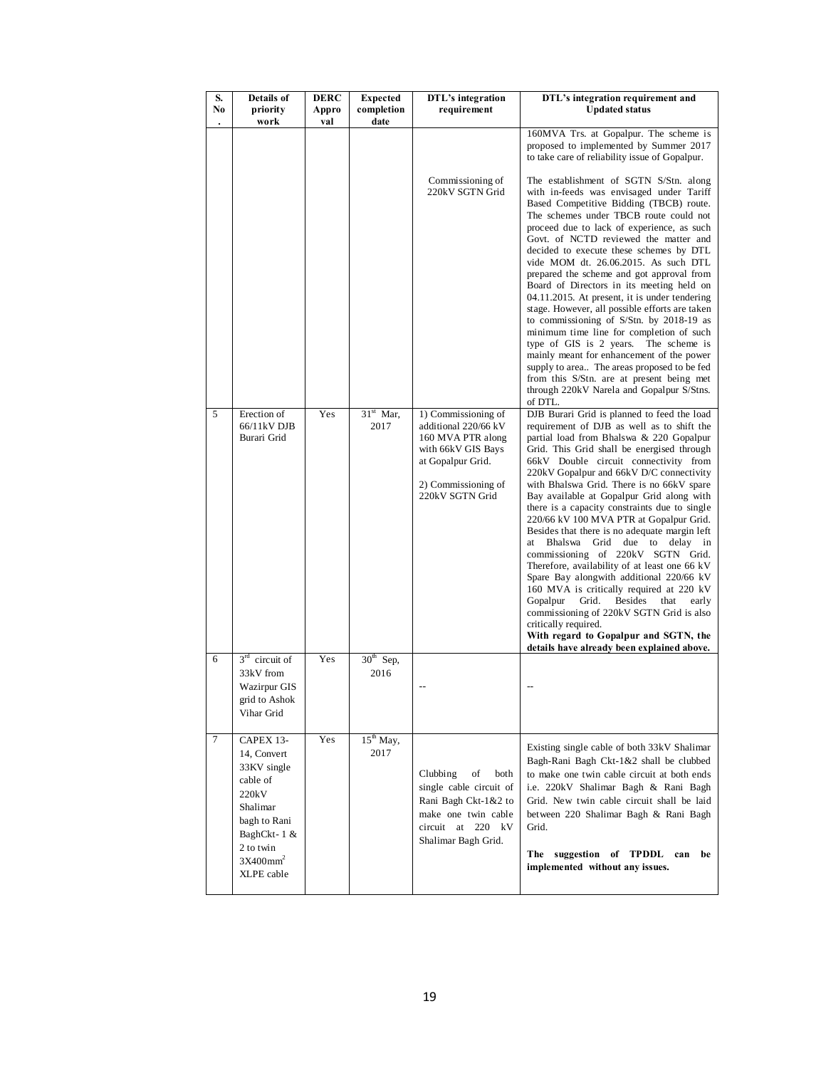| S. No. | Details of priority work | DERC Approval | Expected completion date | DTL's integration requirement | DTL's integration requirement and Updated status |
|---|---|---|---|---|---|
| | | | | | 160MVA Trs. at Gopalpur. The scheme is proposed to implemented by Summer 2017 to take care of reliability issue of Gopalpur. |
| | | | | Commissioning of 220kV SGTN Grid | The establishment of SGTN S/Stn. along with in-feeds was envisaged under Tariff Based Competitive Bidding (TBCB) route. The schemes under TBCB route could not proceed due to lack of experience, as such Govt. of NCTD reviewed the matter and decided to execute these schemes by DTL vide MOM dt. 26.06.2015. As such DTL prepared the scheme and got approval from Board of Directors in its meeting held on 04.11.2015. At present, it is under tendering stage. However, all possible efforts are taken to commissioning of S/Stn. by 2018-19 as minimum time line for completion of such type of GIS is 2 years. The scheme is mainly meant for enhancement of the power supply to area.. The areas proposed to be fed from this S/Stn. are at present being met through 220kV Narela and Gopalpur S/Stns. of DTL. |
| 5 | Erection of 66/11kV DJB Burari Grid | Yes | 31[st] Mar, 2017 | 1) Commissioning of additional 220/66 kV 160 MVA PTR along with 66kV GIS Bays at Gopalpur Grid.<br><br>2) Commissioning of 220kV SGTN Grid | DJB Burari Grid is planned to feed the load requirement of DJB as well as to shift the partial load from Bhalswa & 220 Gopalpur Grid. This Grid shall be energised through 66kV Double circuit connectivity from 220kV Gopalpur and 66kV D/C connectivity with Bhalswa Grid. There is no 66kV spare Bay available at Gopalpur Grid along with there is a capacity constraints due to single 220/66 kV 100 MVA PTR at Gopalpur Grid. Besides that there is no adequate margin left at Bhalswa Grid due to delay in commissioning of 220kV SGTN Grid. Therefore, availability of at least one 66 kV Spare Bay alongwith additional 220/66 kV 160 MVA is critically required at 220 kV Gopalpur Grid. Besides that early commissioning of 220kV SGTN Grid is also critically required.<br>**With regard to Gopalpur and SGTN, the details have already been explained above.** |
| 6 | 3[rd] circuit of 33kV from Wazirpur GIS grid to Ashok Vihar Grid | Yes | 30[th] Sep, 2016 | -- | -- |
| 7 | CAPEX 13-14, Convert 33KV single cable of 220kV Shalimar bagh to Rani BaghCkt- 1 & 2 to twin 3X400mm$^2$ XLPE cable | Yes | 15[th] May, 2017 | Clubbing of both single cable circuit of Rani Bagh Ckt-1&2 to make one twin cable circuit at 220 kV Shalimar Bagh Grid. | Existing single cable of both 33kV Shalimar Bagh-Rani Bagh Ckt-1&2 shall be clubbed to make one twin cable circuit at both ends i.e. 220kV Shalimar Bagh & Rani Bagh Grid. New twin cable circuit shall be laid between 220 Shalimar Bagh & Rani Bagh Grid.<br><br>**The suggestion of TPDDL can be implemented without any issues.** |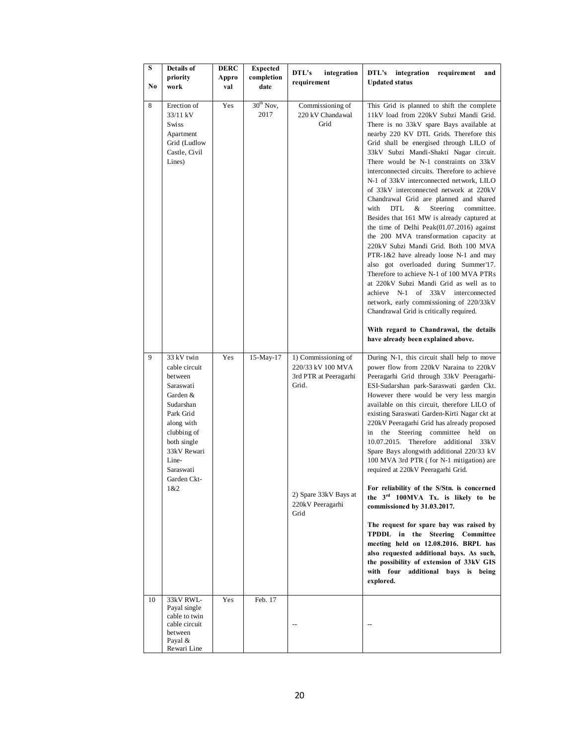| S No | Details of priority work | DERC Approval | Expected completion date | DTL's integration requirement | DTL's integration requirement and Updated status |
|---|---|---|---|---|---|
| 8 | Erection of 33/11 kV Swiss Apartment Grid (Ludlow Castle, Civil Lines) | Yes | 30th Nov, 2017 | Commissioning of 220 kV Chandawal Grid | This Grid is planned to shift the complete 11kV load from 220kV Subzi Mandi Grid. There is no 33kV spare Bays available at nearby 220 KV DTL Grids. Therefore this Grid shall be energised through LILO of 33kV Subzi Mandi-Shakti Nagar circuit. There would be N-1 constraints on 33kV interconnected circuits. Therefore to achieve N-1 of 33kV interconnected network, LILO of 33kV interconnected network at 220kV Chandrawal Grid are planned and shared with DTL & Steering committee. Besides that 161 MW is already captured at the time of Delhi Peak(01.07.2016) against the 200 MVA transformation capacity at 220kV Subzi Mandi Grid. Both 100 MVA PTR-1&2 have already loose N-1 and may also got overloaded during Summer'17. Therefore to achieve N-1 of 100 MVA PTRs at 220kV Subzi Mandi Grid as well as to achieve N-1 of 33kV interconnected network, early commissioning of 220/33kV Chandrawal Grid is critically required.<br><br>**With regard to Chandrawal, the details have already been explained above.** |
| 9 | 33 kV twin cable circuit between Saraswati Garden & Sudarshan Park Grid along with clubbing of both single 33kV Rewari Line-Saraswati Garden Ckt-1&2 | Yes | 15-May-17 | 1) Commissioning of 220/33 kV 100 MVA 3rd PTR at Peeragarhi Grid.<br><br>2) Spare 33kV Bays at 220kV Peeragarhi Grid | During N-1, this circuit shall help to move power flow from 220kV Naraina to 220kV Peeragarhi Grid through 33kV Peeragarhi-ESI-Sudarshan park-Saraswati garden Ckt. However there would be very less margin available on this circuit, therefore LILO of existing Saraswati Garden-Kirti Nagar ckt at 220kV Peeragarhi Grid has already proposed in the Steering committee held on 10.07.2015. Therefore additional 33kV Spare Bays alongwith additional 220/33 kV 100 MVA 3rd PTR ( for N-1 mitigation) are required at 220kV Peeragarhi Grid.<br><br>**For reliability of the S/Stn. is concerned the 3rd 100MVA Tx. is likely to be commissioned by 31.03.2017.**<br><br>**The request for spare bay was raised by TPDDL in the Steering Committee meeting held on 12.08.2016. BRPL has also requested additional bays. As such, the possibility of extension of 33kV GIS with four additional bays is being explored.** |
| 10 | 33kV RWL-Payal single cable to twin cable circuit between Payal & Rewari Line | Yes | Feb. 17 | -- | -- |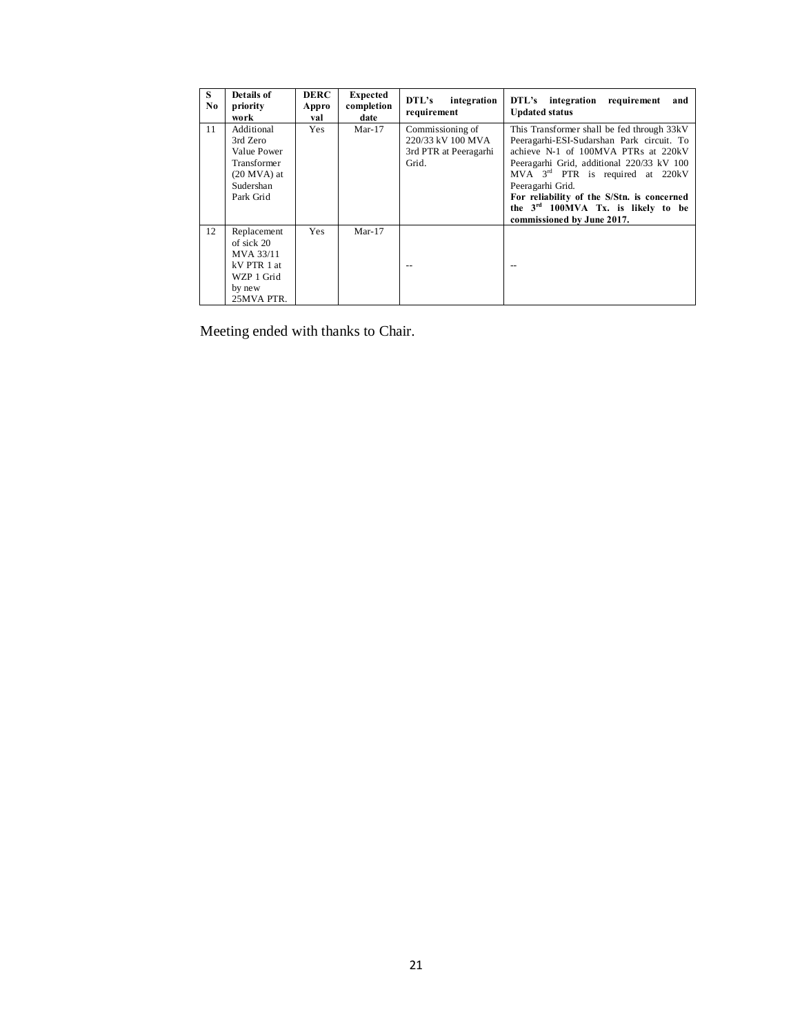| S No | Details of priority work | DERC Approval | Expected completion date | DTL's integration requirement | DTL's integration requirement and Updated status |
|---|---|---|---|---|---|
| 11 | Additional 3rd Zero Value Power Transformer (20 MVA) at Sudershan Park Grid | Yes | Mar-17 | Commissioning of 220/33 kV 100 MVA 3rd PTR at Peeragarhi Grid. | This Transformer shall be fed through 33kV Peeragarhi-ESI-Sudarshan Park circuit. To achieve N-1 of 100MVA PTRs at 220kV Peeragarhi Grid, additional 220/33 kV 100 MVA 3rd PTR is required at 220kV Peeragarhi Grid. **For reliability of the S/Stn. is concerned the 3rd 100MVA Tx. is likely to be commissioned by June 2017.** |
| 12 | Replacement of sick 20 MVA 33/11 kV PTR 1 at WZP 1 Grid by new 25MVA PTR. | Yes | Mar-17 | -- | -- |

Meeting ended with thanks to Chair.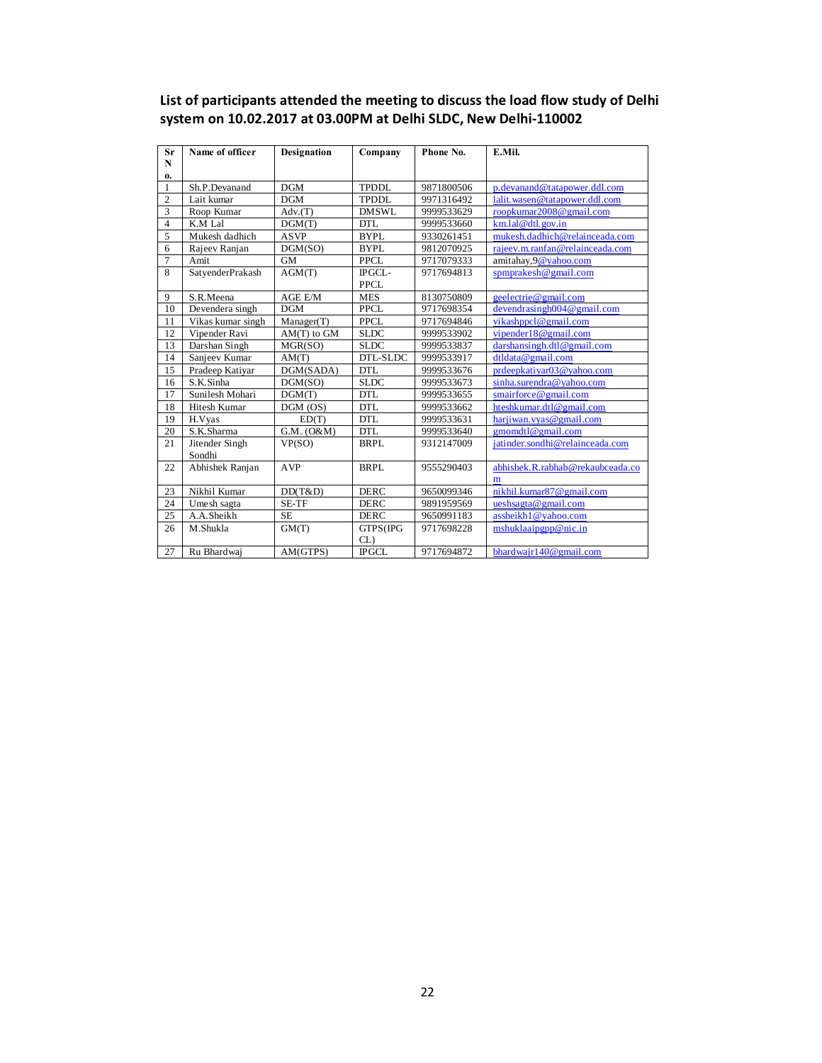**List of participants attended the meeting to discuss the load flow study of Delhi system on 10.02.2017 at 03.00PM at Delhi SLDC, New Delhi-110002**

| Sr No. | Name of officer | Designation | Company | Phone No. | E.Mil. |
|---|---|---|---|---|---|
| 1 | Sh.P.Devanand | DGM | TPDDL | 9871800506 | p.devanand@tatapower.ddl.com |
| 2 | Lait kumar | DGM | TPDDL | 9971316492 | lalit.wasen@tatapower.ddl.com |
| 3 | Roop Kumar | Adv.(T) | DMSWL | 9999533629 | roopkumar2008@gmail.com |
| 4 | K.M Lal | DGM(T) | DTL | 9999533660 | km.lal@dtl.gov.in |
| 5 | Mukesh dadhich | ASVP | BYPL | 9330261451 | mukesh.dadhich@relainceada.com |
| 6 | Rajeev Ranjan | DGM(SO) | BYPL | 9812070925 | rajeev.m.ranfan@relainceada.com |
| 7 | Amit | GM | PPCL | 9717079333 | amitahay,9@yahoo.com |
| 8 | SatyenderPrakash | AGM(T) | IPGCL-PPCL | 9717694813 | spmprakesh@gmail.com |
| 9 | S.R.Meena | AGE E/M | MES | 8130750809 | geelectrie@gmail.com |
| 10 | Devendera singh | DGM | PPCL | 9717698354 | devendrasingh004@gmail.com |
| 11 | Vikas kumar singh | Manager(T) | PPCL | 9717694846 | vikashppcl@gmail.com |
| 12 | Vipender Ravi | AM(T) to GM | SLDC | 9999533902 | vipender18@gmail.com |
| 13 | Darshan Singh | MGR(SO) | SLDC | 9999533837 | darshansingh.dtl@gmail.com |
| 14 | Sanjeev Kumar | AM(T) | DTL-SLDC | 9999533917 | dtldata@gmail.com |
| 15 | Pradeep Katiyar | DGM(SADA) | DTL | 9999533676 | prdeepkatiyar03@yahoo.com |
| 16 | S.K.Sinha | DGM(SO) | SLDC | 9999533673 | sinha.surendra@yahoo.com |
| 17 | Sunilesh Mohari | DGM(T) | DTL | 9999533655 | smairforce@gmail.com |
| 18 | Hitesh Kumar | DGM (OS) | DTL | 9999533662 | hteshkumar.dtl@gmail.com |
| 19 | H.Vyas | ED(T) | DTL | 9999533631 | harjiwan.vyas@gmail.com |
| 20 | S.K.Sharma | G.M. (O&M) | DTL | 9999533640 | gmomdtl@gmail.com |
| 21 | Jitender Singh Sondhi | VP(SO) | BRPL | 9312147009 | jatinder.sondhi@relainceada.com |
| 22 | Abhishek Ranjan | AVP | BRPL | 9555290403 | abhishek.R.rabhab@rekaubceada.com |
| 23 | Nikhil Kumar | DD(T&D) | DERC | 9650099346 | nikhil.kumar87@gmail.com |
| 24 | Umesh sagta | SE-TF | DERC | 9891959569 | ueshsagta@gmail.com |
| 25 | A.A.Sheikh | SE | DERC | 9650991183 | assheikh1@yahoo.com |
| 26 | M.Shukla | GM(T) | GTPS(IPGCL) | 9717698228 | mshuklaaipgpp@nic.in |
| 27 | Ru Bhardwaj | AM(GTPS) | IPGCL | 9717694872 | bhardwajr140@gmail.com |